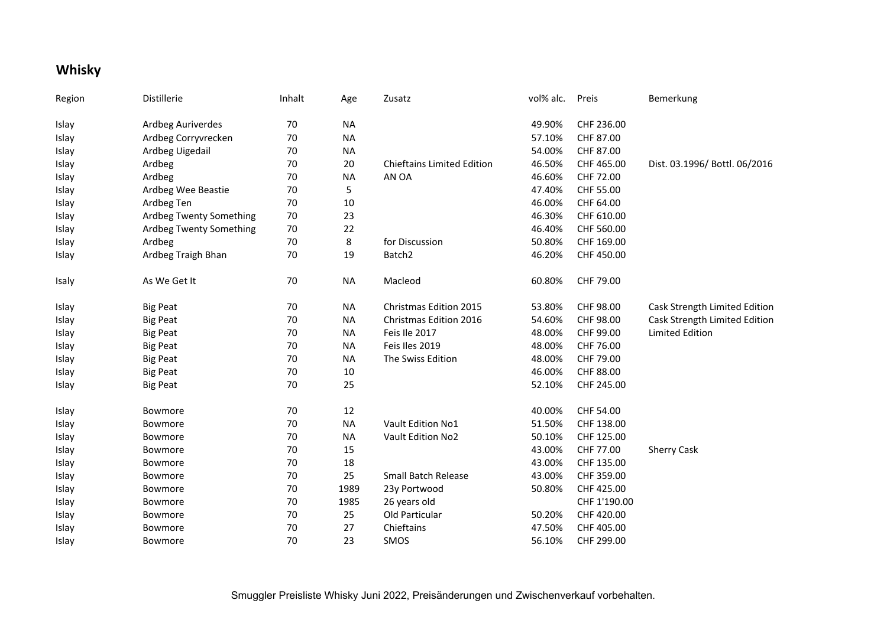## Whisky

| Region | Distillerie | Inhalt | Age | Zusatz | vol% alc. | Preis | Bemerkung |
|---|---|---|---|---|---|---|---|
| Islay | Ardbeg Auriverdes | 70 | NA | | 49.90% | CHF 236.00 | |
| Islay | Ardbeg Corryvrecken | 70 | NA | | 57.10% | CHF 87.00 | |
| Islay | Ardbeg Uigedail | 70 | NA | | 54.00% | CHF 87.00 | |
| Islay | Ardbeg | 70 | 20 | Chieftains Limited Edition | 46.50% | CHF 465.00 | Dist. 03.1996/ Bottl. 06/2016 |
| Islay | Ardbeg | 70 | NA | AN OA | 46.60% | CHF 72.00 | |
| Islay | Ardbeg Wee Beastie | 70 | 5 | | 47.40% | CHF 55.00 | |
| Islay | Ardbeg Ten | 70 | 10 | | 46.00% | CHF 64.00 | |
| Islay | Ardbeg Twenty Something | 70 | 23 | | 46.30% | CHF 610.00 | |
| Islay | Ardbeg Twenty Something | 70 | 22 | | 46.40% | CHF 560.00 | |
| Islay | Ardbeg | 70 | 8 | for Discussion | 50.80% | CHF 169.00 | |
| Islay | Ardbeg Traigh Bhan | 70 | 19 | Batch2 | 46.20% | CHF 450.00 | |
| Isaly | As We Get It | 70 | NA | Macleod | 60.80% | CHF 79.00 | |
| Islay | Big Peat | 70 | NA | Christmas Edition 2015 | 53.80% | CHF 98.00 | Cask Strength Limited Edition |
| Islay | Big Peat | 70 | NA | Christmas Edition 2016 | 54.60% | CHF 98.00 | Cask Strength Limited Edition |
| Islay | Big Peat | 70 | NA | Feis Ile 2017 | 48.00% | CHF 99.00 | Limited Edition |
| Islay | Big Peat | 70 | NA | Feis Iles 2019 | 48.00% | CHF 76.00 | |
| Islay | Big Peat | 70 | NA | The Swiss Edition | 48.00% | CHF 79.00 | |
| Islay | Big Peat | 70 | 10 | | 46.00% | CHF 88.00 | |
| Islay | Big Peat | 70 | 25 | | 52.10% | CHF 245.00 | |
| Islay | Bowmore | 70 | 12 | | 40.00% | CHF 54.00 | |
| Islay | Bowmore | 70 | NA | Vault Edition No1 | 51.50% | CHF 138.00 | |
| Islay | Bowmore | 70 | NA | Vault Edition No2 | 50.10% | CHF 125.00 | |
| Islay | Bowmore | 70 | 15 | | 43.00% | CHF 77.00 | Sherry Cask |
| Islay | Bowmore | 70 | 18 | | 43.00% | CHF 135.00 | |
| Islay | Bowmore | 70 | 25 | Small Batch Release | 43.00% | CHF 359.00 | |
| Islay | Bowmore | 70 | 1989 | 23y Portwood | 50.80% | CHF 425.00 | |
| Islay | Bowmore | 70 | 1985 | 26 years old | | CHF 1'190.00 | |
| Islay | Bowmore | 70 | 25 | Old Particular | 50.20% | CHF 420.00 | |
| Islay | Bowmore | 70 | 27 | Chieftains | 47.50% | CHF 405.00 | |
| Islay | Bowmore | 70 | 23 | SMOS | 56.10% | CHF 299.00 | |

Smuggler Preisliste Whisky Juni 2022, Preisänderungen und Zwischenverkauf vorbehalten.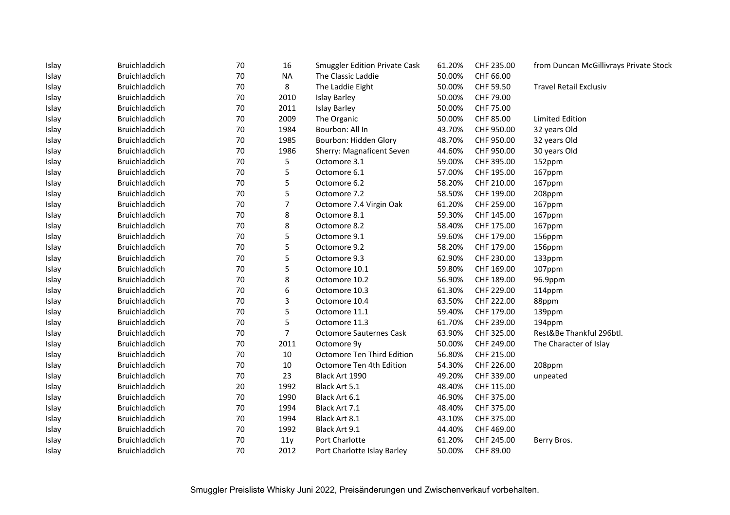| | | | | | | | | |
|---|---|---|---|---|---|---|---|---|
| Islay | Bruichladdich | 70 | 16 | Smuggler Edition Private Cask | 61.20% | CHF 235.00 | from Duncan McGillivrays Private Stock |
| Islay | Bruichladdich | 70 | NA | The Classic Laddie | 50.00% | CHF 66.00 | |
| Islay | Bruichladdich | 70 | 8 | The Laddie Eight | 50.00% | CHF 59.50 | Travel Retail Exclusiv |
| Islay | Bruichladdich | 70 | 2010 | Islay Barley | 50.00% | CHF 79.00 | |
| Islay | Bruichladdich | 70 | 2011 | Islay Barley | 50.00% | CHF 75.00 | |
| Islay | Bruichladdich | 70 | 2009 | The Organic | 50.00% | CHF 85.00 | Limited Edition |
| Islay | Bruichladdich | 70 | 1984 | Bourbon: All In | 43.70% | CHF 950.00 | 32 years Old |
| Islay | Bruichladdich | 70 | 1985 | Bourbon: Hidden Glory | 48.70% | CHF 950.00 | 32 years Old |
| Islay | Bruichladdich | 70 | 1986 | Sherry: Magnaficent Seven | 44.60% | CHF 950.00 | 30 years Old |
| Islay | Bruichladdich | 70 | 5 | Octomore 3.1 | 59.00% | CHF 395.00 | 152ppm |
| Islay | Bruichladdich | 70 | 5 | Octomore 6.1 | 57.00% | CHF 195.00 | 167ppm |
| Islay | Bruichladdich | 70 | 5 | Octomore 6.2 | 58.20% | CHF 210.00 | 167ppm |
| Islay | Bruichladdich | 70 | 5 | Octomore 7.2 | 58.50% | CHF 199.00 | 208ppm |
| Islay | Bruichladdich | 70 | 7 | Octomore 7.4 Virgin Oak | 61.20% | CHF 259.00 | 167ppm |
| Islay | Bruichladdich | 70 | 8 | Octomore 8.1 | 59.30% | CHF 145.00 | 167ppm |
| Islay | Bruichladdich | 70 | 8 | Octomore 8.2 | 58.40% | CHF 175.00 | 167ppm |
| Islay | Bruichladdich | 70 | 5 | Octomore 9.1 | 59.60% | CHF 179.00 | 156ppm |
| Islay | Bruichladdich | 70 | 5 | Octomore 9.2 | 58.20% | CHF 179.00 | 156ppm |
| Islay | Bruichladdich | 70 | 5 | Octomore 9.3 | 62.90% | CHF 230.00 | 133ppm |
| Islay | Bruichladdich | 70 | 5 | Octomore 10.1 | 59.80% | CHF 169.00 | 107ppm |
| Islay | Bruichladdich | 70 | 8 | Octomore 10.2 | 56.90% | CHF 189.00 | 96.9ppm |
| Islay | Bruichladdich | 70 | 6 | Octomore 10.3 | 61.30% | CHF 229.00 | 114ppm |
| Islay | Bruichladdich | 70 | 3 | Octomore 10.4 | 63.50% | CHF 222.00 | 88ppm |
| Islay | Bruichladdich | 70 | 5 | Octomore 11.1 | 59.40% | CHF 179.00 | 139ppm |
| Islay | Bruichladdich | 70 | 5 | Octomore 11.3 | 61.70% | CHF 239.00 | 194ppm |
| Islay | Bruichladdich | 70 | 7 | Octomore Sauternes Cask | 63.90% | CHF 325.00 | Rest&Be Thankful 296btl. |
| Islay | Bruichladdich | 70 | 2011 | Octomore 9y | 50.00% | CHF 249.00 | The Character of Islay |
| Islay | Bruichladdich | 70 | 10 | Octomore Ten Third Edition | 56.80% | CHF 215.00 | |
| Islay | Bruichladdich | 70 | 10 | Octomore Ten 4th Edition | 54.30% | CHF 226.00 | 208ppm |
| Islay | Bruichladdich | 70 | 23 | Black Art 1990 | 49.20% | CHF 339.00 | unpeated |
| Islay | Bruichladdich | 20 | 1992 | Black Art 5.1 | 48.40% | CHF 115.00 | |
| Islay | Bruichladdich | 70 | 1990 | Black Art 6.1 | 46.90% | CHF 375.00 | |
| Islay | Bruichladdich | 70 | 1994 | Black Art 7.1 | 48.40% | CHF 375.00 | |
| Islay | Bruichladdich | 70 | 1994 | Black Art 8.1 | 43.10% | CHF 375.00 | |
| Islay | Bruichladdich | 70 | 1992 | Black Art 9.1 | 44.40% | CHF 469.00 | |
| Islay | Bruichladdich | 70 | 11y | Port Charlotte | 61.20% | CHF 245.00 | Berry Bros. |
| Islay | Bruichladdich | 70 | 2012 | Port Charlotte Islay Barley | 50.00% | CHF 89.00 | |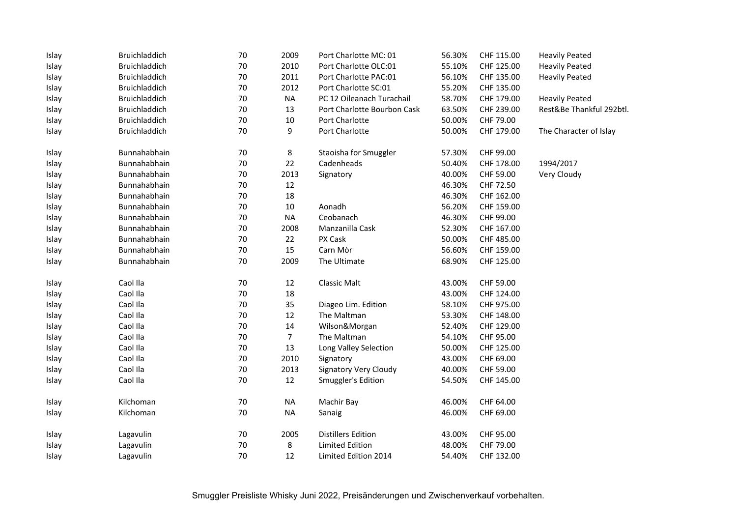| | | | | | | | |
|---|---|---|---|---|---|---|---|
| Islay | Bruichladdich | 70 | 2009 | Port Charlotte MC: 01 | 56.30% | CHF 115.00 | Heavily Peated |
| Islay | Bruichladdich | 70 | 2010 | Port Charlotte OLC:01 | 55.10% | CHF 125.00 | Heavily Peated |
| Islay | Bruichladdich | 70 | 2011 | Port Charlotte PAC:01 | 56.10% | CHF 135.00 | Heavily Peated |
| Islay | Bruichladdich | 70 | 2012 | Port Charlotte SC:01 | 55.20% | CHF 135.00 | |
| Islay | Bruichladdich | 70 | NA | PC 12 Oileanach Turachail | 58.70% | CHF 179.00 | Heavily Peated |
| Islay | Bruichladdich | 70 | 13 | Port Charlotte Bourbon Cask | 63.50% | CHF 239.00 | Rest&Be Thankful 292btl. |
| Islay | Bruichladdich | 70 | 10 | Port Charlotte | 50.00% | CHF 79.00 | |
| Islay | Bruichladdich | 70 | 9 | Port Charlotte | 50.00% | CHF 179.00 | The Character of Islay |
| | | | | | | | |
| Islay | Bunnahabhain | 70 | 8 | Staoisha for Smuggler | 57.30% | CHF 99.00 | |
| Islay | Bunnahabhain | 70 | 22 | Cadenheads | 50.40% | CHF 178.00 | 1994/2017 |
| Islay | Bunnahabhain | 70 | 2013 | Signatory | 40.00% | CHF 59.00 | Very Cloudy |
| Islay | Bunnahabhain | 70 | 12 | | 46.30% | CHF 72.50 | |
| Islay | Bunnahabhain | 70 | 18 | | 46.30% | CHF 162.00 | |
| Islay | Bunnahabhain | 70 | 10 | Aonadh | 56.20% | CHF 159.00 | |
| Islay | Bunnahabhain | 70 | NA | Ceobanach | 46.30% | CHF 99.00 | |
| Islay | Bunnahabhain | 70 | 2008 | Manzanilla Cask | 52.30% | CHF 167.00 | |
| Islay | Bunnahabhain | 70 | 22 | PX Cask | 50.00% | CHF 485.00 | |
| Islay | Bunnahabhain | 70 | 15 | Carn Mòr | 56.60% | CHF 159.00 | |
| Islay | Bunnahabhain | 70 | 2009 | The Ultimate | 68.90% | CHF 125.00 | |
| | | | | | | | |
| Islay | Caol Ila | 70 | 12 | Classic Malt | 43.00% | CHF 59.00 | |
| Islay | Caol Ila | 70 | 18 | | 43.00% | CHF 124.00 | |
| Islay | Caol Ila | 70 | 35 | Diageo Lim. Edition | 58.10% | CHF 975.00 | |
| Islay | Caol Ila | 70 | 12 | The Maltman | 53.30% | CHF 148.00 | |
| Islay | Caol Ila | 70 | 14 | Wilson&Morgan | 52.40% | CHF 129.00 | |
| Islay | Caol Ila | 70 | 7 | The Maltman | 54.10% | CHF 95.00 | |
| Islay | Caol Ila | 70 | 13 | Long Valley Selection | 50.00% | CHF 125.00 | |
| Islay | Caol Ila | 70 | 2010 | Signatory | 43.00% | CHF 69.00 | |
| Islay | Caol Ila | 70 | 2013 | Signatory Very Cloudy | 40.00% | CHF 59.00 | |
| Islay | Caol Ila | 70 | 12 | Smuggler's Edition | 54.50% | CHF 145.00 | |
| | | | | | | | |
| Islay | Kilchoman | 70 | NA | Machir Bay | 46.00% | CHF 64.00 | |
| Islay | Kilchoman | 70 | NA | Sanaig | 46.00% | CHF 69.00 | |
| | | | | | | | |
| Islay | Lagavulin | 70 | 2005 | Distillers Edition | 43.00% | CHF 95.00 | |
| Islay | Lagavulin | 70 | 8 | Limited Edition | 48.00% | CHF 79.00 | |
| Islay | Lagavulin | 70 | 12 | Limited Edition 2014 | 54.40% | CHF 132.00 | |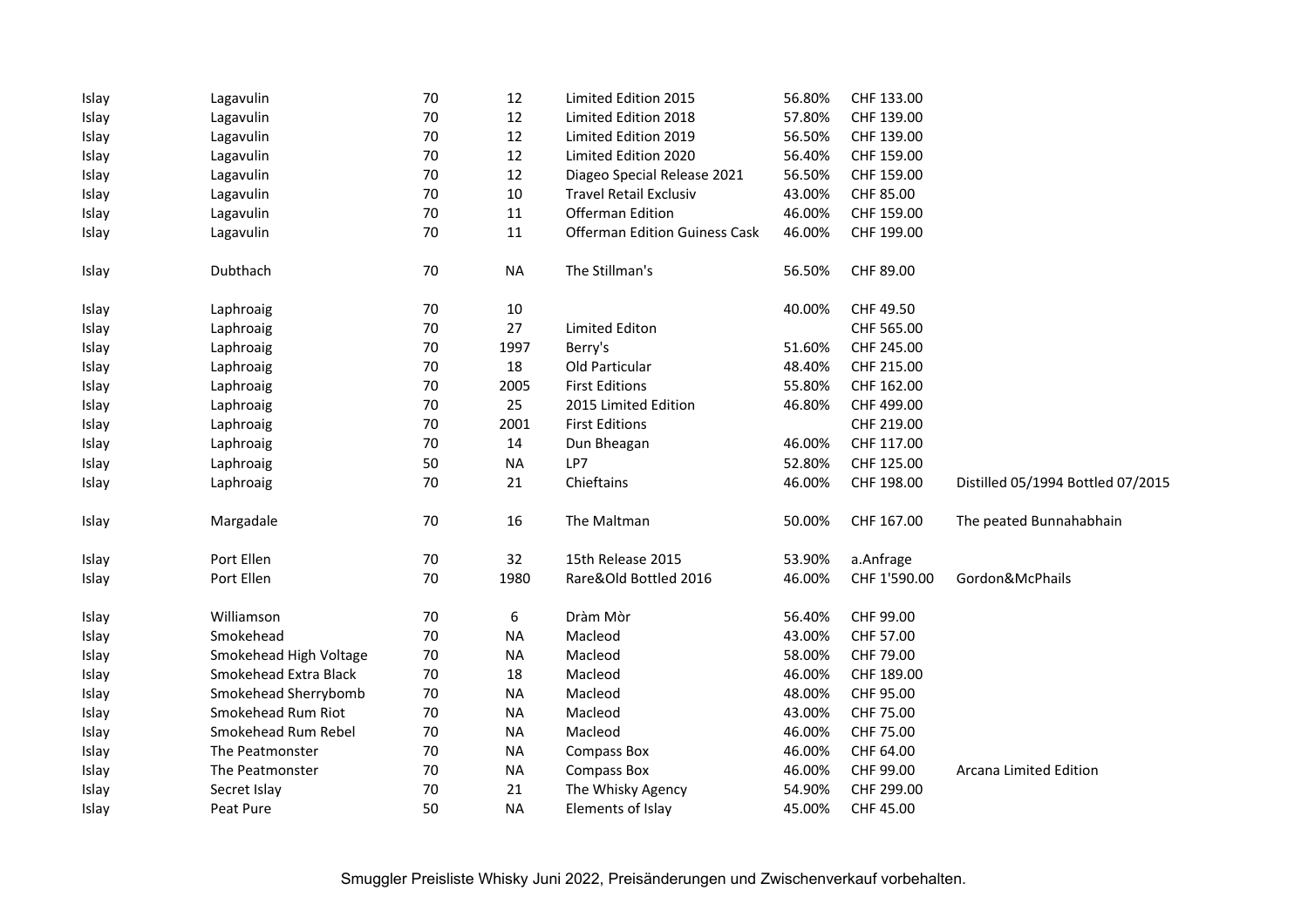| | | | | | | | |
|---|---|---|---|---|---|---|---|
| Islay | Lagavulin | 70 | 12 | Limited Edition 2015 | 56.80% | CHF 133.00 | |
| Islay | Lagavulin | 70 | 12 | Limited Edition 2018 | 57.80% | CHF 139.00 | |
| Islay | Lagavulin | 70 | 12 | Limited Edition 2019 | 56.50% | CHF 139.00 | |
| Islay | Lagavulin | 70 | 12 | Limited Edition 2020 | 56.40% | CHF 159.00 | |
| Islay | Lagavulin | 70 | 12 | Diageo Special Release 2021 | 56.50% | CHF 159.00 | |
| Islay | Lagavulin | 70 | 10 | Travel Retail Exclusiv | 43.00% | CHF 85.00 | |
| Islay | Lagavulin | 70 | 11 | Offerman Edition | 46.00% | CHF 159.00 | |
| Islay | Lagavulin | 70 | 11 | Offerman Edition Guiness Cask | 46.00% | CHF 199.00 | |
| Islay | Dubthach | 70 | NA | The Stillman's | 56.50% | CHF 89.00 | |
| Islay | Laphroaig | 70 | 10 | | 40.00% | CHF 49.50 | |
| Islay | Laphroaig | 70 | 27 | Limited Editon | | CHF 565.00 | |
| Islay | Laphroaig | 70 | 1997 | Berry's | 51.60% | CHF 245.00 | |
| Islay | Laphroaig | 70 | 18 | Old Particular | 48.40% | CHF 215.00 | |
| Islay | Laphroaig | 70 | 2005 | First Editions | 55.80% | CHF 162.00 | |
| Islay | Laphroaig | 70 | 25 | 2015 Limited Edition | 46.80% | CHF 499.00 | |
| Islay | Laphroaig | 70 | 2001 | First Editions | | CHF 219.00 | |
| Islay | Laphroaig | 70 | 14 | Dun Bheagan | 46.00% | CHF 117.00 | |
| Islay | Laphroaig | 50 | NA | LP7 | 52.80% | CHF 125.00 | |
| Islay | Laphroaig | 70 | 21 | Chieftains | 46.00% | CHF 198.00 | Distilled 05/1994 Bottled 07/2015 |
| Islay | Margadale | 70 | 16 | The Maltman | 50.00% | CHF 167.00 | The peated Bunnahabhain |
| Islay | Port Ellen | 70 | 32 | 15th Release 2015 | 53.90% | a.Anfrage | |
| Islay | Port Ellen | 70 | 1980 | Rare&Old Bottled 2016 | 46.00% | CHF 1'590.00 | Gordon&McPhails |
| Islay | Williamson | 70 | 6 | Dràm Mòr | 56.40% | CHF 99.00 | |
| Islay | Smokehead | 70 | NA | Macleod | 43.00% | CHF 57.00 | |
| Islay | Smokehead High Voltage | 70 | NA | Macleod | 58.00% | CHF 79.00 | |
| Islay | Smokehead Extra Black | 70 | 18 | Macleod | 46.00% | CHF 189.00 | |
| Islay | Smokehead Sherrybomb | 70 | NA | Macleod | 48.00% | CHF 95.00 | |
| Islay | Smokehead Rum Riot | 70 | NA | Macleod | 43.00% | CHF 75.00 | |
| Islay | Smokehead Rum Rebel | 70 | NA | Macleod | 46.00% | CHF 75.00 | |
| Islay | The Peatmonster | 70 | NA | Compass Box | 46.00% | CHF 64.00 | |
| Islay | The Peatmonster | 70 | NA | Compass Box | 46.00% | CHF 99.00 | Arcana Limited Edition |
| Islay | Secret Islay | 70 | 21 | The Whisky Agency | 54.90% | CHF 299.00 | |
| Islay | Peat Pure | 50 | NA | Elements of Islay | 45.00% | CHF 45.00 | |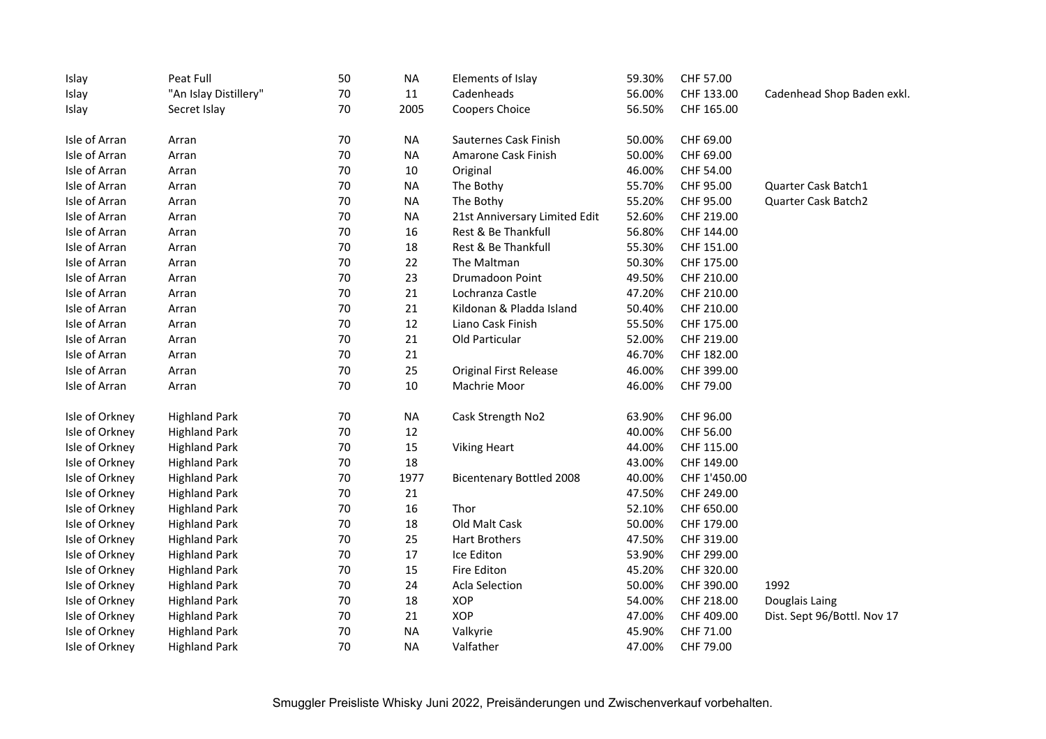| | | | | | | | |
|---|---|---|---|---|---|---|---|
| Islay | Peat Full | 50 | NA | Elements of Islay | 59.30% | CHF 57.00 | |
| Islay | "An Islay Distillery" | 70 | 11 | Cadenheads | 56.00% | CHF 133.00 | Cadenhead Shop Baden exkl. |
| Islay | Secret Islay | 70 | 2005 | Coopers Choice | 56.50% | CHF 165.00 | |
| | | | | | | | |
| Isle of Arran | Arran | 70 | NA | Sauternes Cask Finish | 50.00% | CHF 69.00 | |
| Isle of Arran | Arran | 70 | NA | Amarone Cask Finish | 50.00% | CHF 69.00 | |
| Isle of Arran | Arran | 70 | 10 | Original | 46.00% | CHF 54.00 | |
| Isle of Arran | Arran | 70 | NA | The Bothy | 55.70% | CHF 95.00 | Quarter Cask Batch1 |
| Isle of Arran | Arran | 70 | NA | The Bothy | 55.20% | CHF 95.00 | Quarter Cask Batch2 |
| Isle of Arran | Arran | 70 | NA | 21st Anniversary Limited Edit | 52.60% | CHF 219.00 | |
| Isle of Arran | Arran | 70 | 16 | Rest & Be Thankfull | 56.80% | CHF 144.00 | |
| Isle of Arran | Arran | 70 | 18 | Rest & Be Thankfull | 55.30% | CHF 151.00 | |
| Isle of Arran | Arran | 70 | 22 | The Maltman | 50.30% | CHF 175.00 | |
| Isle of Arran | Arran | 70 | 23 | Drumadoon Point | 49.50% | CHF 210.00 | |
| Isle of Arran | Arran | 70 | 21 | Lochranza Castle | 47.20% | CHF 210.00 | |
| Isle of Arran | Arran | 70 | 21 | Kildonan & Pladda Island | 50.40% | CHF 210.00 | |
| Isle of Arran | Arran | 70 | 12 | Liano Cask Finish | 55.50% | CHF 175.00 | |
| Isle of Arran | Arran | 70 | 21 | Old Particular | 52.00% | CHF 219.00 | |
| Isle of Arran | Arran | 70 | 21 | | 46.70% | CHF 182.00 | |
| Isle of Arran | Arran | 70 | 25 | Original First Release | 46.00% | CHF 399.00 | |
| Isle of Arran | Arran | 70 | 10 | Machrie Moor | 46.00% | CHF 79.00 | |
| | | | | | | | |
| Isle of Orkney | Highland Park | 70 | NA | Cask Strength No2 | 63.90% | CHF 96.00 | |
| Isle of Orkney | Highland Park | 70 | 12 | | 40.00% | CHF 56.00 | |
| Isle of Orkney | Highland Park | 70 | 15 | Viking Heart | 44.00% | CHF 115.00 | |
| Isle of Orkney | Highland Park | 70 | 18 | | 43.00% | CHF 149.00 | |
| Isle of Orkney | Highland Park | 70 | 1977 | Bicentenary Bottled 2008 | 40.00% | CHF 1'450.00 | |
| Isle of Orkney | Highland Park | 70 | 21 | | 47.50% | CHF 249.00 | |
| Isle of Orkney | Highland Park | 70 | 16 | Thor | 52.10% | CHF 650.00 | |
| Isle of Orkney | Highland Park | 70 | 18 | Old Malt Cask | 50.00% | CHF 179.00 | |
| Isle of Orkney | Highland Park | 70 | 25 | Hart Brothers | 47.50% | CHF 319.00 | |
| Isle of Orkney | Highland Park | 70 | 17 | Ice Editon | 53.90% | CHF 299.00 | |
| Isle of Orkney | Highland Park | 70 | 15 | Fire Editon | 45.20% | CHF 320.00 | |
| Isle of Orkney | Highland Park | 70 | 24 | Acla Selection | 50.00% | CHF 390.00 | 1992 |
| Isle of Orkney | Highland Park | 70 | 18 | XOP | 54.00% | CHF 218.00 | Douglais Laing |
| Isle of Orkney | Highland Park | 70 | 21 | XOP | 47.00% | CHF 409.00 | Dist. Sept 96/Bottl. Nov 17 |
| Isle of Orkney | Highland Park | 70 | NA | Valkyrie | 45.90% | CHF 71.00 | |
| Isle of Orkney | Highland Park | 70 | NA | Valfather | 47.00% | CHF 79.00 | |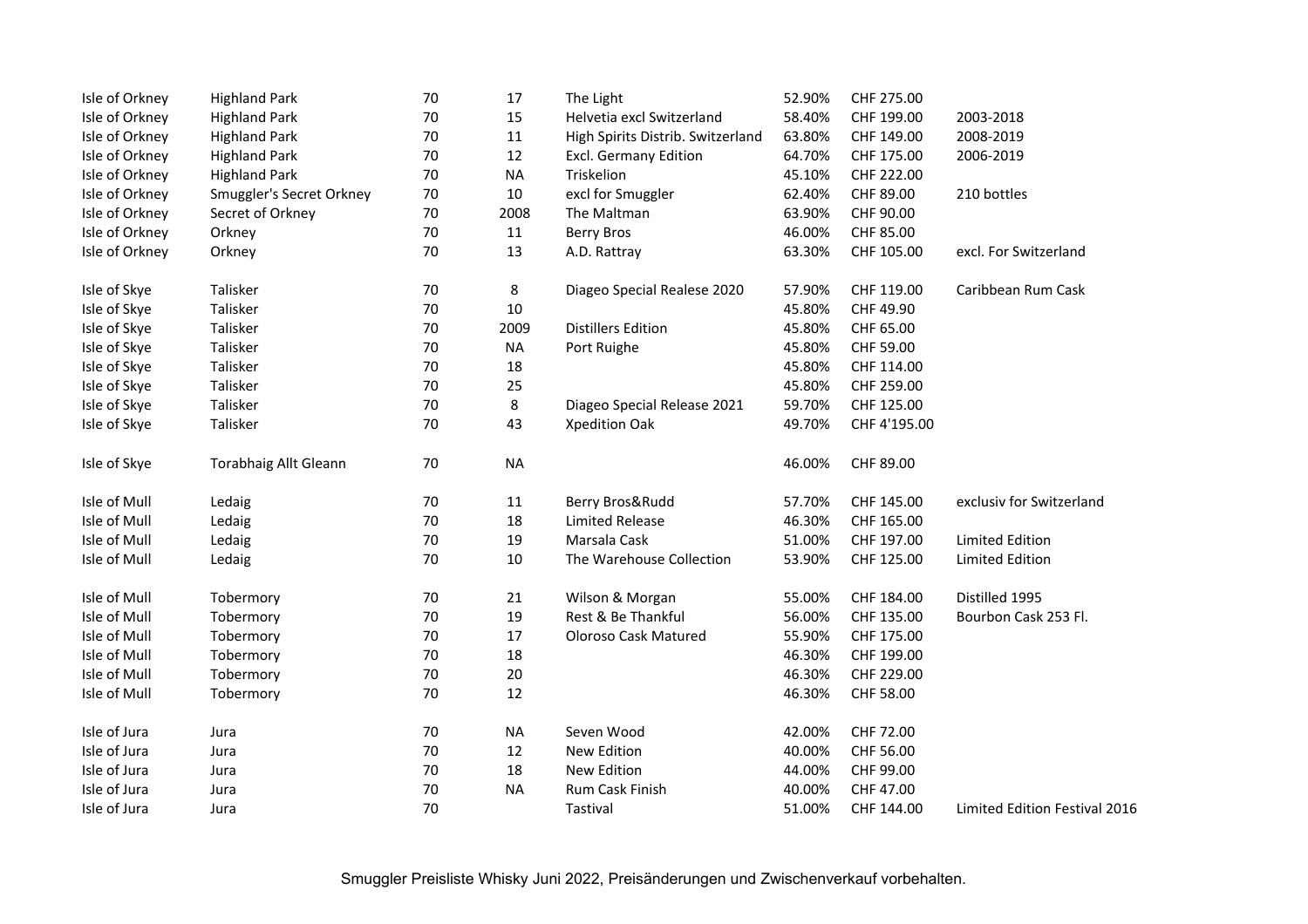| | | | | | | | |
|---|---|---|---|---|---|---|---|
| Isle of Orkney | Highland Park | 70 | 17 | The Light | 52.90% | CHF 275.00 | |
| Isle of Orkney | Highland Park | 70 | 15 | Helvetia excl Switzerland | 58.40% | CHF 199.00 | 2003-2018 |
| Isle of Orkney | Highland Park | 70 | 11 | High Spirits Distrib. Switzerland | 63.80% | CHF 149.00 | 2008-2019 |
| Isle of Orkney | Highland Park | 70 | 12 | Excl. Germany Edition | 64.70% | CHF 175.00 | 2006-2019 |
| Isle of Orkney | Highland Park | 70 | NA | Triskelion | 45.10% | CHF 222.00 | |
| Isle of Orkney | Smuggler's Secret Orkney | 70 | 10 | excl for Smuggler | 62.40% | CHF 89.00 | 210 bottles |
| Isle of Orkney | Secret of Orkney | 70 | 2008 | The Maltman | 63.90% | CHF 90.00 | |
| Isle of Orkney | Orkney | 70 | 11 | Berry Bros | 46.00% | CHF 85.00 | |
| Isle of Orkney | Orkney | 70 | 13 | A.D. Rattray | 63.30% | CHF 105.00 | excl. For Switzerland |
| | | | | | | | |
| Isle of Skye | Talisker | 70 | 8 | Diageo Special Realese 2020 | 57.90% | CHF 119.00 | Caribbean Rum Cask |
| Isle of Skye | Talisker | 70 | 10 | | 45.80% | CHF 49.90 | |
| Isle of Skye | Talisker | 70 | 2009 | Distillers Edition | 45.80% | CHF 65.00 | |
| Isle of Skye | Talisker | 70 | NA | Port Ruighe | 45.80% | CHF 59.00 | |
| Isle of Skye | Talisker | 70 | 18 | | 45.80% | CHF 114.00 | |
| Isle of Skye | Talisker | 70 | 25 | | 45.80% | CHF 259.00 | |
| Isle of Skye | Talisker | 70 | 8 | Diageo Special Release 2021 | 59.70% | CHF 125.00 | |
| Isle of Skye | Talisker | 70 | 43 | Xpedition Oak | 49.70% | CHF 4'195.00 | |
| | | | | | | | |
| Isle of Skye | Torabhaig Allt Gleann | 70 | NA | | 46.00% | CHF 89.00 | |
| | | | | | | | |
| Isle of Mull | Ledaig | 70 | 11 | Berry Bros&Rudd | 57.70% | CHF 145.00 | exclusiv for Switzerland |
| Isle of Mull | Ledaig | 70 | 18 | Limited Release | 46.30% | CHF 165.00 | |
| Isle of Mull | Ledaig | 70 | 19 | Marsala Cask | 51.00% | CHF 197.00 | Limited Edition |
| Isle of Mull | Ledaig | 70 | 10 | The Warehouse Collection | 53.90% | CHF 125.00 | Limited Edition |
| | | | | | | | |
| Isle of Mull | Tobermory | 70 | 21 | Wilson & Morgan | 55.00% | CHF 184.00 | Distilled 1995 |
| Isle of Mull | Tobermory | 70 | 19 | Rest & Be Thankful | 56.00% | CHF 135.00 | Bourbon Cask 253 Fl. |
| Isle of Mull | Tobermory | 70 | 17 | Oloroso Cask Matured | 55.90% | CHF 175.00 | |
| Isle of Mull | Tobermory | 70 | 18 | | 46.30% | CHF 199.00 | |
| Isle of Mull | Tobermory | 70 | 20 | | 46.30% | CHF 229.00 | |
| Isle of Mull | Tobermory | 70 | 12 | | 46.30% | CHF 58.00 | |
| | | | | | | | |
| Isle of Jura | Jura | 70 | NA | Seven Wood | 42.00% | CHF 72.00 | |
| Isle of Jura | Jura | 70 | 12 | New Edition | 40.00% | CHF 56.00 | |
| Isle of Jura | Jura | 70 | 18 | New Edition | 44.00% | CHF 99.00 | |
| Isle of Jura | Jura | 70 | NA | Rum Cask Finish | 40.00% | CHF 47.00 | |
| Isle of Jura | Jura | 70 | | Tastival | 51.00% | CHF 144.00 | Limited Edition Festival 2016 |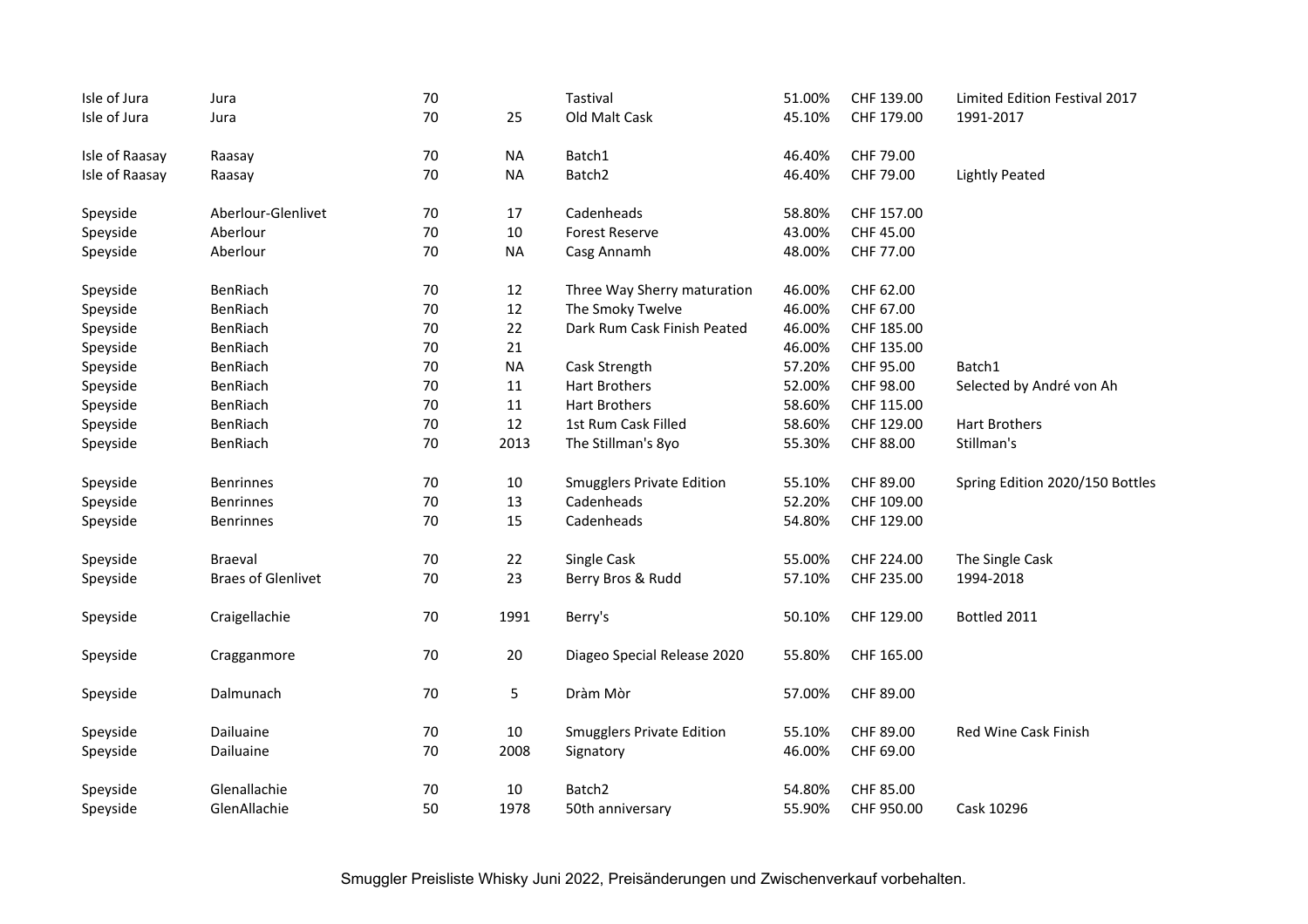| | | | | | | | |
|---|---|---|---|---|---|---|---|
| Isle of Jura | Jura | 70 | | Tastival | 51.00% | CHF 139.00 | Limited Edition Festival 2017 |
| Isle of Jura | Jura | 70 | 25 | Old Malt Cask | 45.10% | CHF 179.00 | 1991-2017 |
| | | | | | | | |
| Isle of Raasay | Raasay | 70 | NA | Batch1 | 46.40% | CHF 79.00 | |
| Isle of Raasay | Raasay | 70 | NA | Batch2 | 46.40% | CHF 79.00 | Lightly Peated |
| | | | | | | | |
| Speyside | Aberlour-Glenlivet | 70 | 17 | Cadenheads | 58.80% | CHF 157.00 | |
| Speyside | Aberlour | 70 | 10 | Forest Reserve | 43.00% | CHF 45.00 | |
| Speyside | Aberlour | 70 | NA | Casg Annamh | 48.00% | CHF 77.00 | |
| | | | | | | | |
| Speyside | BenRiach | 70 | 12 | Three Way Sherry maturation | 46.00% | CHF 62.00 | |
| Speyside | BenRiach | 70 | 12 | The Smoky Twelve | 46.00% | CHF 67.00 | |
| Speyside | BenRiach | 70 | 22 | Dark Rum Cask Finish Peated | 46.00% | CHF 185.00 | |
| Speyside | BenRiach | 70 | 21 | | 46.00% | CHF 135.00 | |
| Speyside | BenRiach | 70 | NA | Cask Strength | 57.20% | CHF 95.00 | Batch1 |
| Speyside | BenRiach | 70 | 11 | Hart Brothers | 52.00% | CHF 98.00 | Selected by André von Ah |
| Speyside | BenRiach | 70 | 11 | Hart Brothers | 58.60% | CHF 115.00 | |
| Speyside | BenRiach | 70 | 12 | 1st Rum Cask Filled | 58.60% | CHF 129.00 | Hart Brothers |
| Speyside | BenRiach | 70 | 2013 | The Stillman's 8yo | 55.30% | CHF 88.00 | Stillman's |
| | | | | | | | |
| Speyside | Benrinnes | 70 | 10 | Smugglers Private Edition | 55.10% | CHF 89.00 | Spring Edition 2020/150 Bottles |
| Speyside | Benrinnes | 70 | 13 | Cadenheads | 52.20% | CHF 109.00 | |
| Speyside | Benrinnes | 70 | 15 | Cadenheads | 54.80% | CHF 129.00 | |
| | | | | | | | |
| Speyside | Braeval | 70 | 22 | Single Cask | 55.00% | CHF 224.00 | The Single Cask |
| Speyside | Braes of Glenlivet | 70 | 23 | Berry Bros & Rudd | 57.10% | CHF 235.00 | 1994-2018 |
| | | | | | | | |
| Speyside | Craigellachie | 70 | 1991 | Berry's | 50.10% | CHF 129.00 | Bottled 2011 |
| | | | | | | | |
| Speyside | Cragganmore | 70 | 20 | Diageo Special Release 2020 | 55.80% | CHF 165.00 | |
| | | | | | | | |
| Speyside | Dalmunach | 70 | 5 | Dràm Mòr | 57.00% | CHF 89.00 | |
| | | | | | | | |
| Speyside | Dailuaine | 70 | 10 | Smugglers Private Edition | 55.10% | CHF 89.00 | Red Wine Cask Finish |
| Speyside | Dailuaine | 70 | 2008 | Signatory | 46.00% | CHF 69.00 | |
| | | | | | | | |
| Speyside | Glenallachie | 70 | 10 | Batch2 | 54.80% | CHF 85.00 | |
| Speyside | GlenAllachie | 50 | 1978 | 50th anniversary | 55.90% | CHF 950.00 | Cask 10296 |

Smuggler Preisliste Whisky Juni 2022, Preisänderungen und Zwischenverkauf vorbehalten.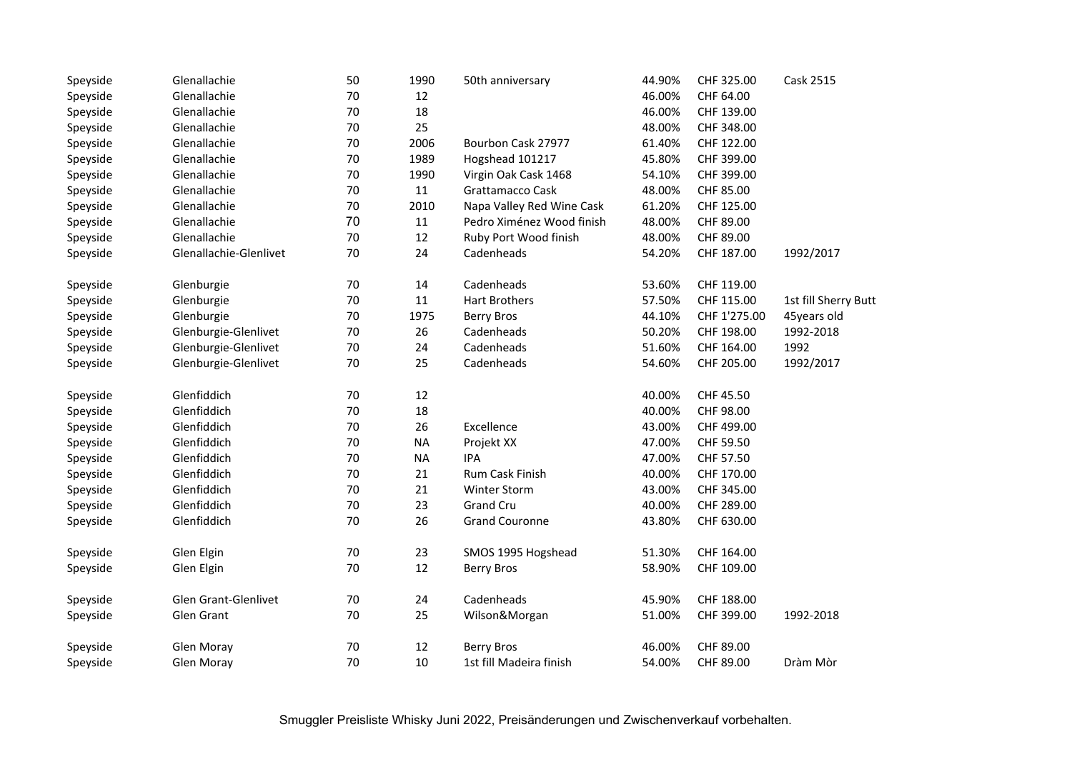| | | | | | | | |
|---|---|---|---|---|---|---|---|
| Speyside | Glenallachie | 50 | 1990 | 50th anniversary | 44.90% | CHF 325.00 | Cask 2515 |
| Speyside | Glenallachie | 70 | 12 | | 46.00% | CHF 64.00 | |
| Speyside | Glenallachie | 70 | 18 | | 46.00% | CHF 139.00 | |
| Speyside | Glenallachie | 70 | 25 | | 48.00% | CHF 348.00 | |
| Speyside | Glenallachie | 70 | 2006 | Bourbon Cask 27977 | 61.40% | CHF 122.00 | |
| Speyside | Glenallachie | 70 | 1989 | Hogshead 101217 | 45.80% | CHF 399.00 | |
| Speyside | Glenallachie | 70 | 1990 | Virgin Oak Cask 1468 | 54.10% | CHF 399.00 | |
| Speyside | Glenallachie | 70 | 11 | Grattamacco Cask | 48.00% | CHF 85.00 | |
| Speyside | Glenallachie | 70 | 2010 | Napa Valley Red Wine Cask | 61.20% | CHF 125.00 | |
| Speyside | Glenallachie | 70 | 11 | Pedro Ximénez Wood finish | 48.00% | CHF 89.00 | |
| Speyside | Glenallachie | 70 | 12 | Ruby Port Wood finish | 48.00% | CHF 89.00 | |
| Speyside | Glenallachie-Glenlivet | 70 | 24 | Cadenheads | 54.20% | CHF 187.00 | 1992/2017 |
| | | | | | | | |
| Speyside | Glenburgie | 70 | 14 | Cadenheads | 53.60% | CHF 119.00 | |
| Speyside | Glenburgie | 70 | 11 | Hart Brothers | 57.50% | CHF 115.00 | 1st fill Sherry Butt |
| Speyside | Glenburgie | 70 | 1975 | Berry Bros | 44.10% | CHF 1'275.00 | 45years old |
| Speyside | Glenburgie-Glenlivet | 70 | 26 | Cadenheads | 50.20% | CHF 198.00 | 1992-2018 |
| Speyside | Glenburgie-Glenlivet | 70 | 24 | Cadenheads | 51.60% | CHF 164.00 | 1992 |
| Speyside | Glenburgie-Glenlivet | 70 | 25 | Cadenheads | 54.60% | CHF 205.00 | 1992/2017 |
| | | | | | | | |
| Speyside | Glenfiddich | 70 | 12 | | 40.00% | CHF 45.50 | |
| Speyside | Glenfiddich | 70 | 18 | | 40.00% | CHF 98.00 | |
| Speyside | Glenfiddich | 70 | 26 | Excellence | 43.00% | CHF 499.00 | |
| Speyside | Glenfiddich | 70 | NA | Projekt XX | 47.00% | CHF 59.50 | |
| Speyside | Glenfiddich | 70 | NA | IPA | 47.00% | CHF 57.50 | |
| Speyside | Glenfiddich | 70 | 21 | Rum Cask Finish | 40.00% | CHF 170.00 | |
| Speyside | Glenfiddich | 70 | 21 | Winter Storm | 43.00% | CHF 345.00 | |
| Speyside | Glenfiddich | 70 | 23 | Grand Cru | 40.00% | CHF 289.00 | |
| Speyside | Glenfiddich | 70 | 26 | Grand Couronne | 43.80% | CHF 630.00 | |
| | | | | | | | |
| Speyside | Glen Elgin | 70 | 23 | SMOS 1995 Hogshead | 51.30% | CHF 164.00 | |
| Speyside | Glen Elgin | 70 | 12 | Berry Bros | 58.90% | CHF 109.00 | |
| | | | | | | | |
| Speyside | Glen Grant-Glenlivet | 70 | 24 | Cadenheads | 45.90% | CHF 188.00 | |
| Speyside | Glen Grant | 70 | 25 | Wilson&Morgan | 51.00% | CHF 399.00 | 1992-2018 |
| | | | | | | | |
| Speyside | Glen Moray | 70 | 12 | Berry Bros | 46.00% | CHF 89.00 | |
| Speyside | Glen Moray | 70 | 10 | 1st fill Madeira finish | 54.00% | CHF 89.00 | Dràm Mòr |

Smuggler Preisliste Whisky Juni 2022, Preisänderungen und Zwischenverkauf vorbehalten.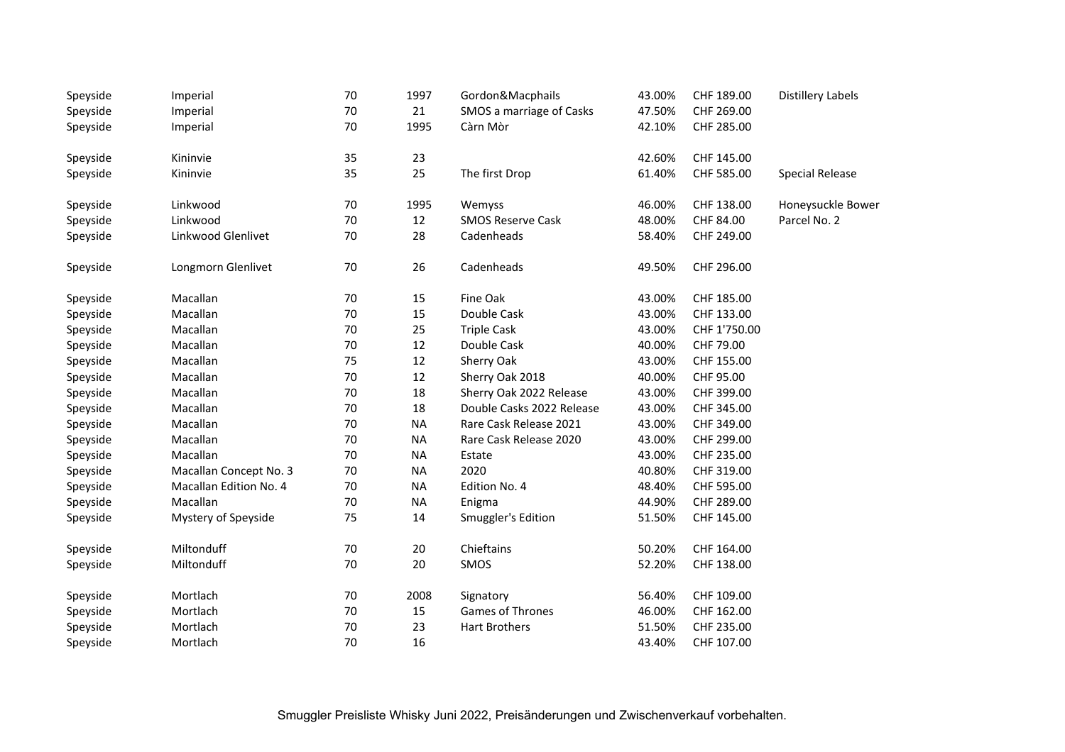| | | | | | | | |
|---|---|---|---|---|---|---|---|
| Speyside | Imperial | 70 | 1997 | Gordon&Macphails | 43.00% | CHF 189.00 | Distillery Labels |
| Speyside | Imperial | 70 | 21 | SMOS a marriage of Casks | 47.50% | CHF 269.00 | |
| Speyside | Imperial | 70 | 1995 | Càrn Mòr | 42.10% | CHF 285.00 | |
| Speyside | Kininvie | 35 | 23 | | 42.60% | CHF 145.00 | |
| Speyside | Kininvie | 35 | 25 | The first Drop | 61.40% | CHF 585.00 | Special Release |
| Speyside | Linkwood | 70 | 1995 | Wemyss | 46.00% | CHF 138.00 | Honeysuckle Bower |
| Speyside | Linkwood | 70 | 12 | SMOS Reserve Cask | 48.00% | CHF 84.00 | Parcel No. 2 |
| Speyside | Linkwood Glenlivet | 70 | 28 | Cadenheads | 58.40% | CHF 249.00 | |
| Speyside | Longmorn Glenlivet | 70 | 26 | Cadenheads | 49.50% | CHF 296.00 | |
| Speyside | Macallan | 70 | 15 | Fine Oak | 43.00% | CHF 185.00 | |
| Speyside | Macallan | 70 | 15 | Double Cask | 43.00% | CHF 133.00 | |
| Speyside | Macallan | 70 | 25 | Triple Cask | 43.00% | CHF 1'750.00 | |
| Speyside | Macallan | 70 | 12 | Double Cask | 40.00% | CHF 79.00 | |
| Speyside | Macallan | 75 | 12 | Sherry Oak | 43.00% | CHF 155.00 | |
| Speyside | Macallan | 70 | 12 | Sherry Oak 2018 | 40.00% | CHF 95.00 | |
| Speyside | Macallan | 70 | 18 | Sherry Oak 2022 Release | 43.00% | CHF 399.00 | |
| Speyside | Macallan | 70 | 18 | Double Casks 2022 Release | 43.00% | CHF 345.00 | |
| Speyside | Macallan | 70 | NA | Rare Cask Release 2021 | 43.00% | CHF 349.00 | |
| Speyside | Macallan | 70 | NA | Rare Cask Release 2020 | 43.00% | CHF 299.00 | |
| Speyside | Macallan | 70 | NA | Estate | 43.00% | CHF 235.00 | |
| Speyside | Macallan Concept No. 3 | 70 | NA | 2020 | 40.80% | CHF 319.00 | |
| Speyside | Macallan Edition No. 4 | 70 | NA | Edition No. 4 | 48.40% | CHF 595.00 | |
| Speyside | Macallan | 70 | NA | Enigma | 44.90% | CHF 289.00 | |
| Speyside | Mystery of Speyside | 75 | 14 | Smuggler's Edition | 51.50% | CHF 145.00 | |
| Speyside | Miltonduff | 70 | 20 | Chieftains | 50.20% | CHF 164.00 | |
| Speyside | Miltonduff | 70 | 20 | SMOS | 52.20% | CHF 138.00 | |
| Speyside | Mortlach | 70 | 2008 | Signatory | 56.40% | CHF 109.00 | |
| Speyside | Mortlach | 70 | 15 | Games of Thrones | 46.00% | CHF 162.00 | |
| Speyside | Mortlach | 70 | 23 | Hart Brothers | 51.50% | CHF 235.00 | |
| Speyside | Mortlach | 70 | 16 | | 43.40% | CHF 107.00 | |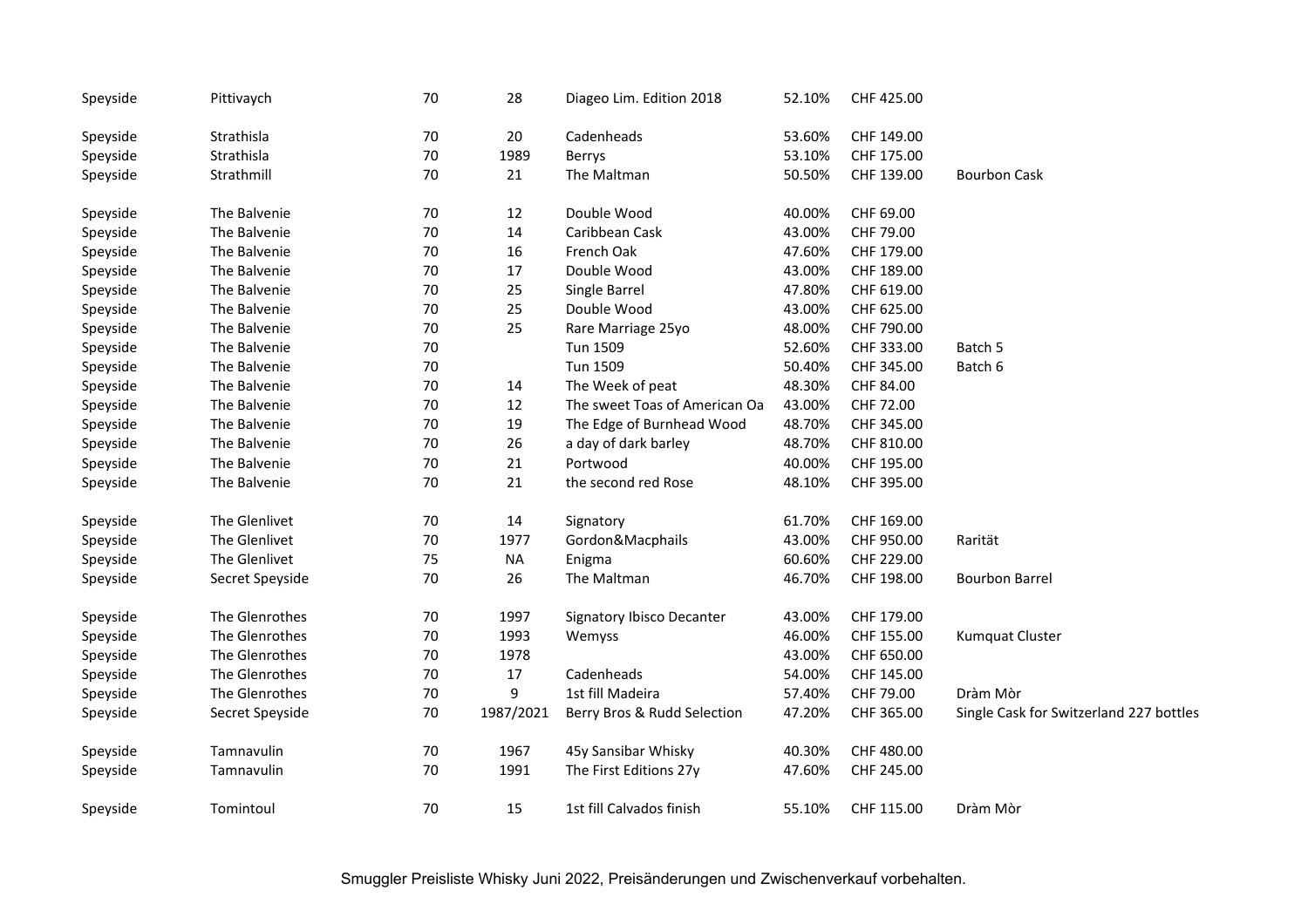| | | | | | | | |
|---|---|---|---|---|---|---|---|
| Speyside | Pittivaych | 70 | 28 | Diageo Lim. Edition 2018 | 52.10% | CHF 425.00 | |
| Speyside | Strathisla | 70 | 20 | Cadenheads | 53.60% | CHF 149.00 | |
| Speyside | Strathisla | 70 | 1989 | Berrys | 53.10% | CHF 175.00 | |
| Speyside | Strathmill | 70 | 21 | The Maltman | 50.50% | CHF 139.00 | Bourbon Cask |
| Speyside | The Balvenie | 70 | 12 | Double Wood | 40.00% | CHF 69.00 | |
| Speyside | The Balvenie | 70 | 14 | Caribbean Cask | 43.00% | CHF 79.00 | |
| Speyside | The Balvenie | 70 | 16 | French Oak | 47.60% | CHF 179.00 | |
| Speyside | The Balvenie | 70 | 17 | Double Wood | 43.00% | CHF 189.00 | |
| Speyside | The Balvenie | 70 | 25 | Single Barrel | 47.80% | CHF 619.00 | |
| Speyside | The Balvenie | 70 | 25 | Double Wood | 43.00% | CHF 625.00 | |
| Speyside | The Balvenie | 70 | 25 | Rare Marriage 25yo | 48.00% | CHF 790.00 | |
| Speyside | The Balvenie | 70 | | Tun 1509 | 52.60% | CHF 333.00 | Batch 5 |
| Speyside | The Balvenie | 70 | | Tun 1509 | 50.40% | CHF 345.00 | Batch 6 |
| Speyside | The Balvenie | 70 | 14 | The Week of peat | 48.30% | CHF 84.00 | |
| Speyside | The Balvenie | 70 | 12 | The sweet Toas of American Oa | 43.00% | CHF 72.00 | |
| Speyside | The Balvenie | 70 | 19 | The Edge of Burnhead Wood | 48.70% | CHF 345.00 | |
| Speyside | The Balvenie | 70 | 26 | a day of dark barley | 48.70% | CHF 810.00 | |
| Speyside | The Balvenie | 70 | 21 | Portwood | 40.00% | CHF 195.00 | |
| Speyside | The Balvenie | 70 | 21 | the second red Rose | 48.10% | CHF 395.00 | |
| Speyside | The Glenlivet | 70 | 14 | Signatory | 61.70% | CHF 169.00 | |
| Speyside | The Glenlivet | 70 | 1977 | Gordon&Macphails | 43.00% | CHF 950.00 | Rarität |
| Speyside | The Glenlivet | 75 | NA | Enigma | 60.60% | CHF 229.00 | |
| Speyside | Secret Speyside | 70 | 26 | The Maltman | 46.70% | CHF 198.00 | Bourbon Barrel |
| Speyside | The Glenrothes | 70 | 1997 | Signatory Ibisco Decanter | 43.00% | CHF 179.00 | |
| Speyside | The Glenrothes | 70 | 1993 | Wemyss | 46.00% | CHF 155.00 | Kumquat Cluster |
| Speyside | The Glenrothes | 70 | 1978 | | 43.00% | CHF 650.00 | |
| Speyside | The Glenrothes | 70 | 17 | Cadenheads | 54.00% | CHF 145.00 | |
| Speyside | The Glenrothes | 70 | 9 | 1st fill Madeira | 57.40% | CHF 79.00 | Dràm Mòr |
| Speyside | Secret Speyside | 70 | 1987/2021 | Berry Bros & Rudd Selection | 47.20% | CHF 365.00 | Single Cask for Switzerland 227 bottles |
| Speyside | Tamnavulin | 70 | 1967 | 45y Sansibar Whisky | 40.30% | CHF 480.00 | |
| Speyside | Tamnavulin | 70 | 1991 | The First Editions 27y | 47.60% | CHF 245.00 | |
| Speyside | Tomintoul | 70 | 15 | 1st fill Calvados finish | 55.10% | CHF 115.00 | Dràm Mòr |

Smuggler Preisliste Whisky Juni 2022, Preisänderungen und Zwischenverkauf vorbehalten.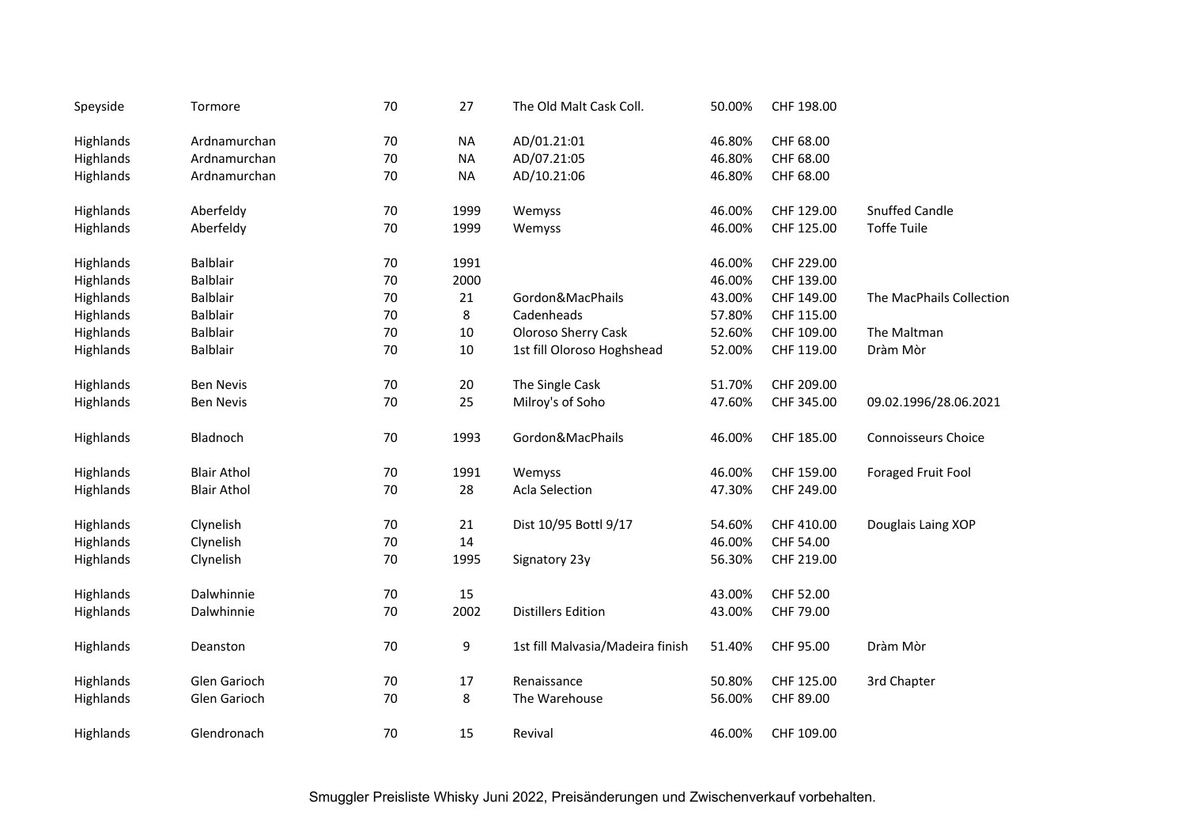| | | | | | | | |
|---|---|---|---|---|---|---|---|
| Speyside | Tormore | 70 | 27 | The Old Malt Cask Coll. | 50.00% | CHF 198.00 | |
| | | | | | | | |
| Highlands | Ardnamurchan | 70 | NA | AD/01.21:01 | 46.80% | CHF 68.00 | |
| Highlands | Ardnamurchan | 70 | NA | AD/07.21:05 | 46.80% | CHF 68.00 | |
| Highlands | Ardnamurchan | 70 | NA | AD/10.21:06 | 46.80% | CHF 68.00 | |
| | | | | | | | |
| Highlands | Aberfeldy | 70 | 1999 | Wemyss | 46.00% | CHF 129.00 | Snuffed Candle |
| Highlands | Aberfeldy | 70 | 1999 | Wemyss | 46.00% | CHF 125.00 | Toffe Tuile |
| | | | | | | | |
| Highlands | Balblair | 70 | 1991 | | 46.00% | CHF 229.00 | |
| Highlands | Balblair | 70 | 2000 | | 46.00% | CHF 139.00 | |
| Highlands | Balblair | 70 | 21 | Gordon&MacPhails | 43.00% | CHF 149.00 | The MacPhails Collection |
| Highlands | Balblair | 70 | 8 | Cadenheads | 57.80% | CHF 115.00 | |
| Highlands | Balblair | 70 | 10 | Oloroso Sherry Cask | 52.60% | CHF 109.00 | The Maltman |
| Highlands | Balblair | 70 | 10 | 1st fill Oloroso Hoghshead | 52.00% | CHF 119.00 | Dràm Mòr |
| | | | | | | | |
| Highlands | Ben Nevis | 70 | 20 | The Single Cask | 51.70% | CHF 209.00 | |
| Highlands | Ben Nevis | 70 | 25 | Milroy's of Soho | 47.60% | CHF 345.00 | 09.02.1996/28.06.2021 |
| | | | | | | | |
| Highlands | Bladnoch | 70 | 1993 | Gordon&MacPhails | 46.00% | CHF 185.00 | Connoisseurs Choice |
| | | | | | | | |
| Highlands | Blair Athol | 70 | 1991 | Wemyss | 46.00% | CHF 159.00 | Foraged Fruit Fool |
| Highlands | Blair Athol | 70 | 28 | Acla Selection | 47.30% | CHF 249.00 | |
| | | | | | | | |
| Highlands | Clynelish | 70 | 21 | Dist 10/95 Bottl 9/17 | 54.60% | CHF 410.00 | Douglais Laing XOP |
| Highlands | Clynelish | 70 | 14 | | 46.00% | CHF 54.00 | |
| Highlands | Clynelish | 70 | 1995 | Signatory 23y | 56.30% | CHF 219.00 | |
| | | | | | | | |
| Highlands | Dalwhinnie | 70 | 15 | | 43.00% | CHF 52.00 | |
| Highlands | Dalwhinnie | 70 | 2002 | Distillers Edition | 43.00% | CHF 79.00 | |
| | | | | | | | |
| Highlands | Deanston | 70 | 9 | 1st fill Malvasia/Madeira finish | 51.40% | CHF 95.00 | Dràm Mòr |
| | | | | | | | |
| Highlands | Glen Garioch | 70 | 17 | Renaissance | 50.80% | CHF 125.00 | 3rd Chapter |
| Highlands | Glen Garioch | 70 | 8 | The Warehouse | 56.00% | CHF 89.00 | |
| | | | | | | | |
| Highlands | Glendronach | 70 | 15 | Revival | 46.00% | CHF 109.00 | |

Smuggler Preisliste Whisky Juni 2022, Preisänderungen und Zwischenverkauf vorbehalten.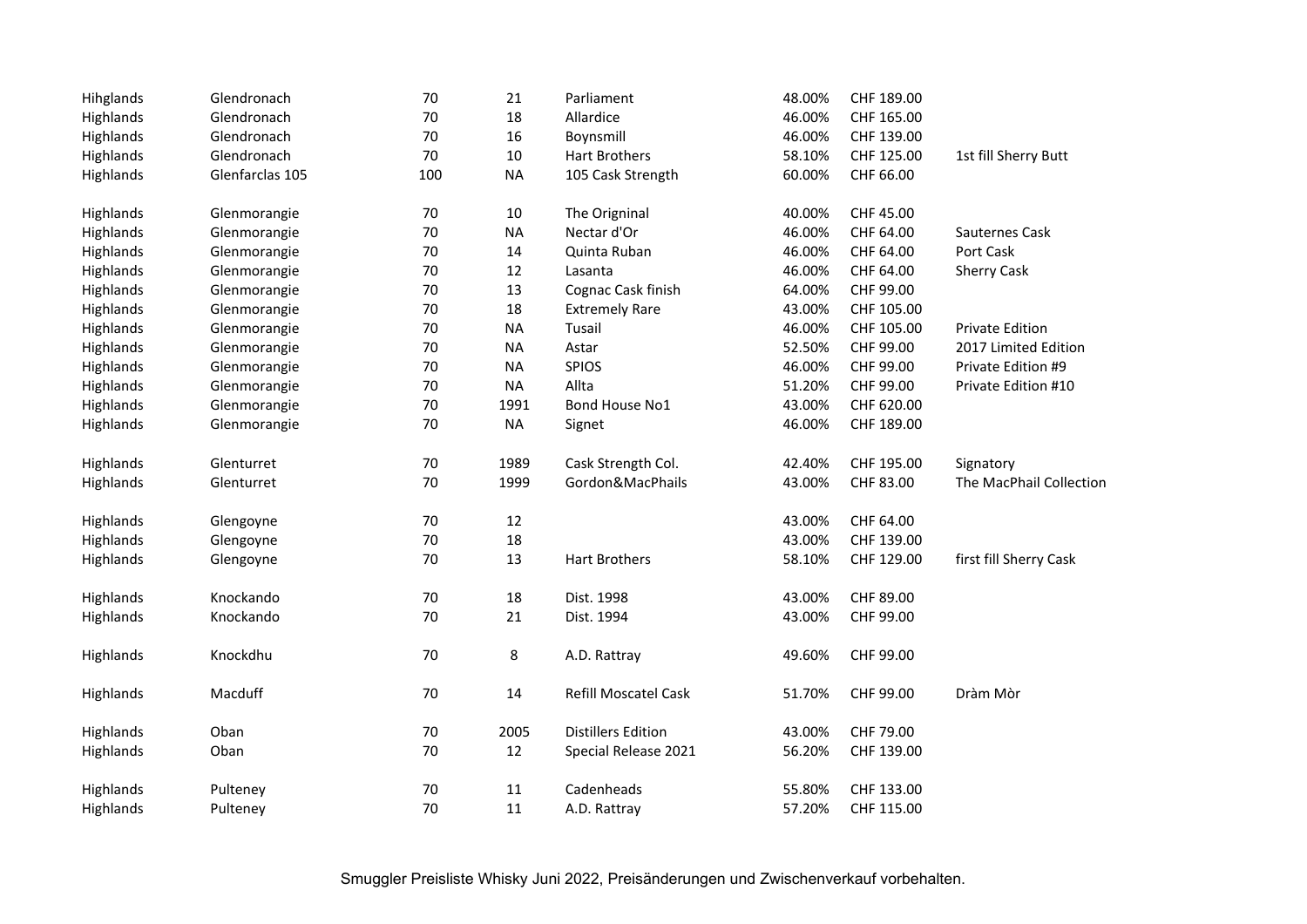| | | | | | | | |
|---|---|---|---|---|---|---|---|
| Hihglands | Glendronach | 70 | 21 | Parliament | 48.00% | CHF 189.00 | |
| Highlands | Glendronach | 70 | 18 | Allardice | 46.00% | CHF 165.00 | |
| Highlands | Glendronach | 70 | 16 | Boynsmill | 46.00% | CHF 139.00 | |
| Highlands | Glendronach | 70 | 10 | Hart Brothers | 58.10% | CHF 125.00 | 1st fill Sherry Butt |
| Highlands | Glenfarclas 105 | 100 | NA | 105 Cask Strength | 60.00% | CHF 66.00 | |
| | | | | | | | |
| Highlands | Glenmorangie | 70 | 10 | The Origninal | 40.00% | CHF 45.00 | |
| Highlands | Glenmorangie | 70 | NA | Nectar d'Or | 46.00% | CHF 64.00 | Sauternes Cask |
| Highlands | Glenmorangie | 70 | 14 | Quinta Ruban | 46.00% | CHF 64.00 | Port Cask |
| Highlands | Glenmorangie | 70 | 12 | Lasanta | 46.00% | CHF 64.00 | Sherry Cask |
| Highlands | Glenmorangie | 70 | 13 | Cognac Cask finish | 64.00% | CHF 99.00 | |
| Highlands | Glenmorangie | 70 | 18 | Extremely Rare | 43.00% | CHF 105.00 | |
| Highlands | Glenmorangie | 70 | NA | Tusail | 46.00% | CHF 105.00 | Private Edition |
| Highlands | Glenmorangie | 70 | NA | Astar | 52.50% | CHF 99.00 | 2017 Limited Edition |
| Highlands | Glenmorangie | 70 | NA | SPIOS | 46.00% | CHF 99.00 | Private Edition #9 |
| Highlands | Glenmorangie | 70 | NA | Allta | 51.20% | CHF 99.00 | Private Edition #10 |
| Highlands | Glenmorangie | 70 | 1991 | Bond House No1 | 43.00% | CHF 620.00 | |
| Highlands | Glenmorangie | 70 | NA | Signet | 46.00% | CHF 189.00 | |
| | | | | | | | |
| Highlands | Glenturret | 70 | 1989 | Cask Strength Col. | 42.40% | CHF 195.00 | Signatory |
| Highlands | Glenturret | 70 | 1999 | Gordon&MacPhails | 43.00% | CHF 83.00 | The MacPhail Collection |
| | | | | | | | |
| Highlands | Glengoyne | 70 | 12 | | 43.00% | CHF 64.00 | |
| Highlands | Glengoyne | 70 | 18 | | 43.00% | CHF 139.00 | |
| Highlands | Glengoyne | 70 | 13 | Hart Brothers | 58.10% | CHF 129.00 | first fill Sherry Cask |
| | | | | | | | |
| Highlands | Knockando | 70 | 18 | Dist. 1998 | 43.00% | CHF 89.00 | |
| Highlands | Knockando | 70 | 21 | Dist. 1994 | 43.00% | CHF 99.00 | |
| | | | | | | | |
| Highlands | Knockdhu | 70 | 8 | A.D. Rattray | 49.60% | CHF 99.00 | |
| | | | | | | | |
| Highlands | Macduff | 70 | 14 | Refill Moscatel Cask | 51.70% | CHF 99.00 | Dràm Mòr |
| | | | | | | | |
| Highlands | Oban | 70 | 2005 | Distillers Edition | 43.00% | CHF 79.00 | |
| Highlands | Oban | 70 | 12 | Special Release 2021 | 56.20% | CHF 139.00 | |
| | | | | | | | |
| Highlands | Pulteney | 70 | 11 | Cadenheads | 55.80% | CHF 133.00 | |
| Highlands | Pulteney | 70 | 11 | A.D. Rattray | 57.20% | CHF 115.00 | |

Smuggler Preisliste Whisky Juni 2022, Preisänderungen und Zwischenverkauf vorbehalten.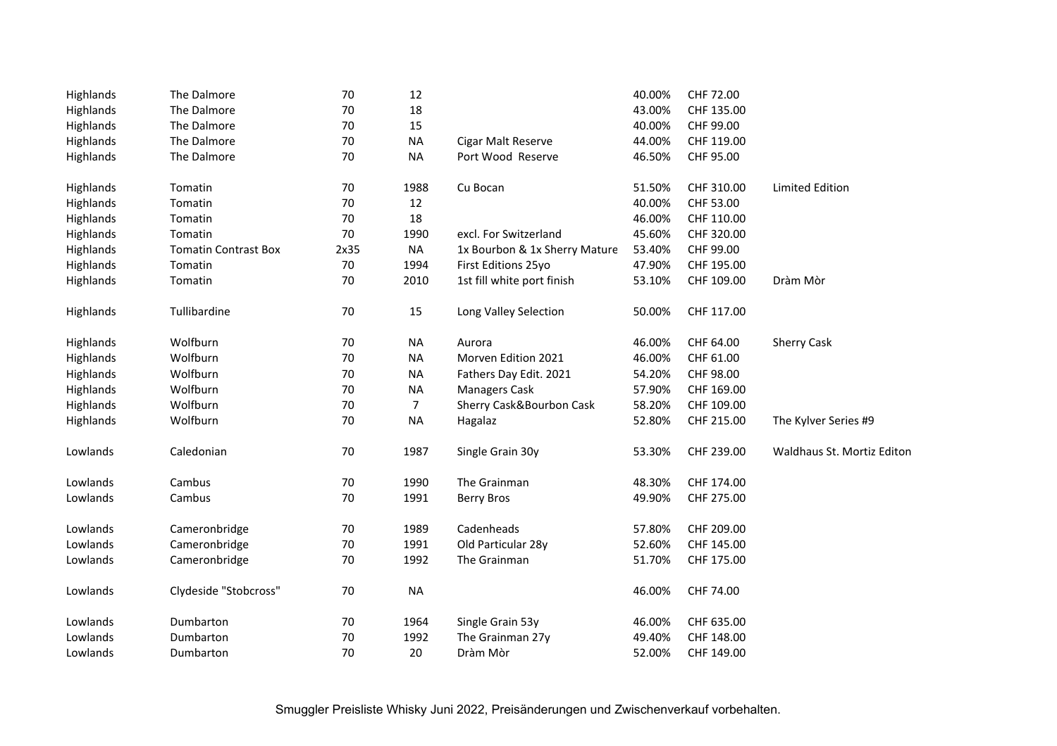| | | | | | | | |
|---|---|---|---|---|---|---|---|
| Highlands | The Dalmore | 70 | 12 | | 40.00% | CHF 72.00 | |
| Highlands | The Dalmore | 70 | 18 | | 43.00% | CHF 135.00 | |
| Highlands | The Dalmore | 70 | 15 | | 40.00% | CHF 99.00 | |
| Highlands | The Dalmore | 70 | NA | Cigar Malt Reserve | 44.00% | CHF 119.00 | |
| Highlands | The Dalmore | 70 | NA | Port Wood Reserve | 46.50% | CHF 95.00 | |
| | | | | | | | |
| Highlands | Tomatin | 70 | 1988 | Cu Bocan | 51.50% | CHF 310.00 | Limited Edition |
| Highlands | Tomatin | 70 | 12 | | 40.00% | CHF 53.00 | |
| Highlands | Tomatin | 70 | 18 | | 46.00% | CHF 110.00 | |
| Highlands | Tomatin | 70 | 1990 | excl. For Switzerland | 45.60% | CHF 320.00 | |
| Highlands | Tomatin Contrast Box | 2x35 | NA | 1x Bourbon & 1x Sherry Mature | 53.40% | CHF 99.00 | |
| Highlands | Tomatin | 70 | 1994 | First Editions 25yo | 47.90% | CHF 195.00 | |
| Highlands | Tomatin | 70 | 2010 | 1st fill white port finish | 53.10% | CHF 109.00 | Dràm Mòr |
| | | | | | | | |
| Highlands | Tullibardine | 70 | 15 | Long Valley Selection | 50.00% | CHF 117.00 | |
| | | | | | | | |
| Highlands | Wolfburn | 70 | NA | Aurora | 46.00% | CHF 64.00 | Sherry Cask |
| Highlands | Wolfburn | 70 | NA | Morven Edition 2021 | 46.00% | CHF 61.00 | |
| Highlands | Wolfburn | 70 | NA | Fathers Day Edit. 2021 | 54.20% | CHF 98.00 | |
| Highlands | Wolfburn | 70 | NA | Managers Cask | 57.90% | CHF 169.00 | |
| Highlands | Wolfburn | 70 | 7 | Sherry Cask&Bourbon Cask | 58.20% | CHF 109.00 | |
| Highlands | Wolfburn | 70 | NA | Hagalaz | 52.80% | CHF 215.00 | The Kylver Series #9 |
| | | | | | | | |
| Lowlands | Caledonian | 70 | 1987 | Single Grain 30y | 53.30% | CHF 239.00 | Waldhaus St. Mortiz Editon |
| | | | | | | | |
| Lowlands | Cambus | 70 | 1990 | The Grainman | 48.30% | CHF 174.00 | |
| Lowlands | Cambus | 70 | 1991 | Berry Bros | 49.90% | CHF 275.00 | |
| | | | | | | | |
| Lowlands | Cameronbridge | 70 | 1989 | Cadenheads | 57.80% | CHF 209.00 | |
| Lowlands | Cameronbridge | 70 | 1991 | Old Particular 28y | 52.60% | CHF 145.00 | |
| Lowlands | Cameronbridge | 70 | 1992 | The Grainman | 51.70% | CHF 175.00 | |
| | | | | | | | |
| Lowlands | Clydeside "Stobcross" | 70 | NA | | 46.00% | CHF 74.00 | |
| | | | | | | | |
| Lowlands | Dumbarton | 70 | 1964 | Single Grain 53y | 46.00% | CHF 635.00 | |
| Lowlands | Dumbarton | 70 | 1992 | The Grainman 27y | 49.40% | CHF 148.00 | |
| Lowlands | Dumbarton | 70 | 20 | Dràm Mòr | 52.00% | CHF 149.00 | |

Smuggler Preisliste Whisky Juni 2022, Preisänderungen und Zwischenverkauf vorbehalten.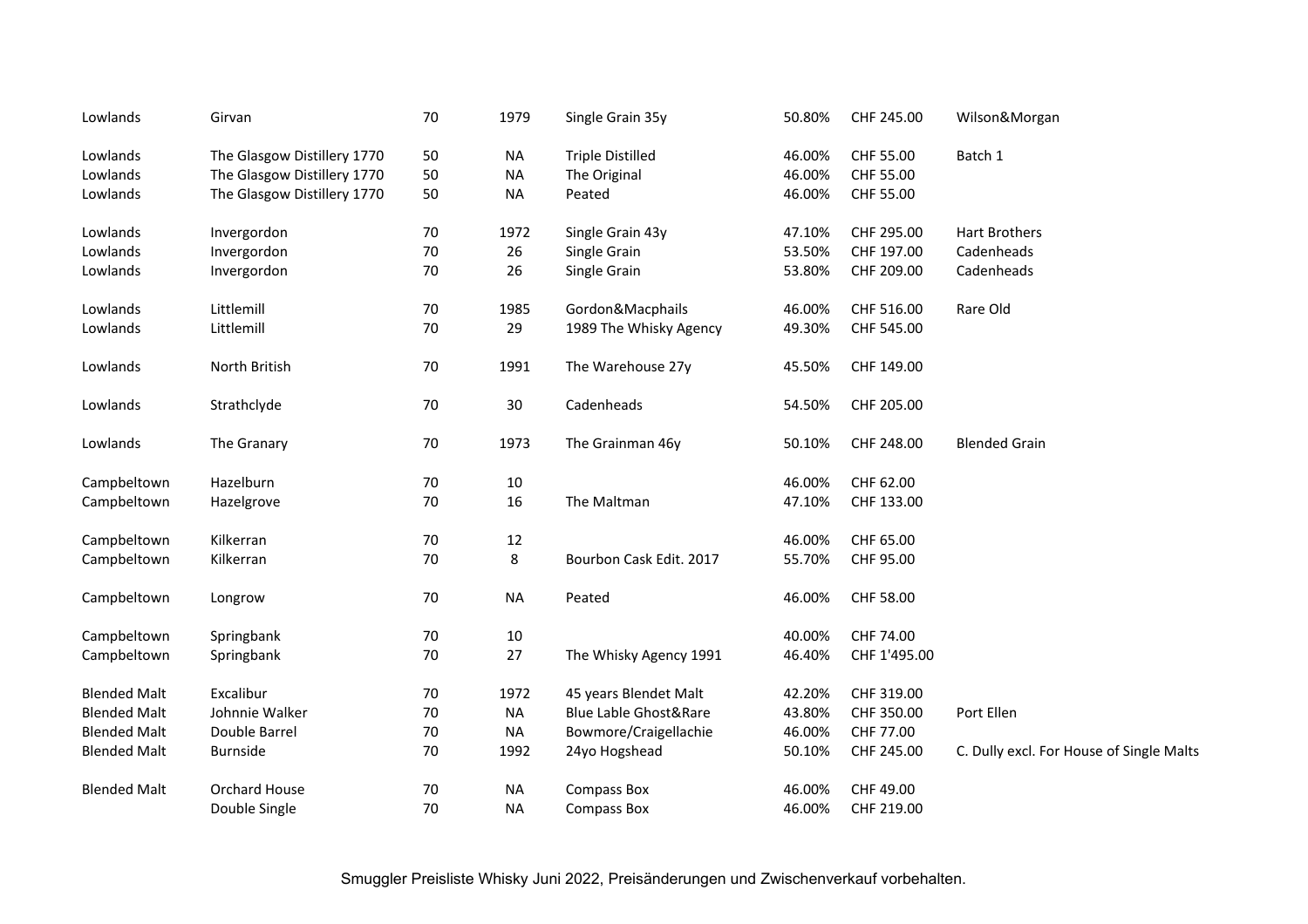| | | | | | | | |
|---|---|---|---|---|---|---|---|
| Lowlands | Girvan | 70 | 1979 | Single Grain 35y | 50.80% | CHF 245.00 | Wilson&Morgan |
| Lowlands | The Glasgow Distillery 1770 | 50 | NA | Triple Distilled | 46.00% | CHF 55.00 | Batch 1 |
| Lowlands | The Glasgow Distillery 1770 | 50 | NA | The Original | 46.00% | CHF 55.00 | |
| Lowlands | The Glasgow Distillery 1770 | 50 | NA | Peated | 46.00% | CHF 55.00 | |
| Lowlands | Invergordon | 70 | 1972 | Single Grain 43y | 47.10% | CHF 295.00 | Hart Brothers |
| Lowlands | Invergordon | 70 | 26 | Single Grain | 53.50% | CHF 197.00 | Cadenheads |
| Lowlands | Invergordon | 70 | 26 | Single Grain | 53.80% | CHF 209.00 | Cadenheads |
| Lowlands | Littlemill | 70 | 1985 | Gordon&Macphails | 46.00% | CHF 516.00 | Rare Old |
| Lowlands | Littlemill | 70 | 29 | 1989 The Whisky Agency | 49.30% | CHF 545.00 | |
| Lowlands | North British | 70 | 1991 | The Warehouse 27y | 45.50% | CHF 149.00 | |
| Lowlands | Strathclyde | 70 | 30 | Cadenheads | 54.50% | CHF 205.00 | |
| Lowlands | The Granary | 70 | 1973 | The Grainman 46y | 50.10% | CHF 248.00 | Blended Grain |
| Campbeltown | Hazelburn | 70 | 10 | | 46.00% | CHF 62.00 | |
| Campbeltown | Hazelgrove | 70 | 16 | The Maltman | 47.10% | CHF 133.00 | |
| Campbeltown | Kilkerran | 70 | 12 | | 46.00% | CHF 65.00 | |
| Campbeltown | Kilkerran | 70 | 8 | Bourbon Cask Edit. 2017 | 55.70% | CHF 95.00 | |
| Campbeltown | Longrow | 70 | NA | Peated | 46.00% | CHF 58.00 | |
| Campbeltown | Springbank | 70 | 10 | | 40.00% | CHF 74.00 | |
| Campbeltown | Springbank | 70 | 27 | The Whisky Agency 1991 | 46.40% | CHF 1'495.00 | |
| Blended Malt | Excalibur | 70 | 1972 | 45 years Blendet Malt | 42.20% | CHF 319.00 | |
| Blended Malt | Johnnie Walker | 70 | NA | Blue Lable Ghost&Rare | 43.80% | CHF 350.00 | Port Ellen |
| Blended Malt | Double Barrel | 70 | NA | Bowmore/Craigellachie | 46.00% | CHF 77.00 | |
| Blended Malt | Burnside | 70 | 1992 | 24yo Hogshead | 50.10% | CHF 245.00 | C. Dully excl. For House of Single Malts |
| Blended Malt | Orchard House | 70 | NA | Compass Box | 46.00% | CHF 49.00 | |
| | Double Single | 70 | NA | Compass Box | 46.00% | CHF 219.00 | |

Smuggler Preisliste Whisky Juni 2022, Preisänderungen und Zwischenverkauf vorbehalten.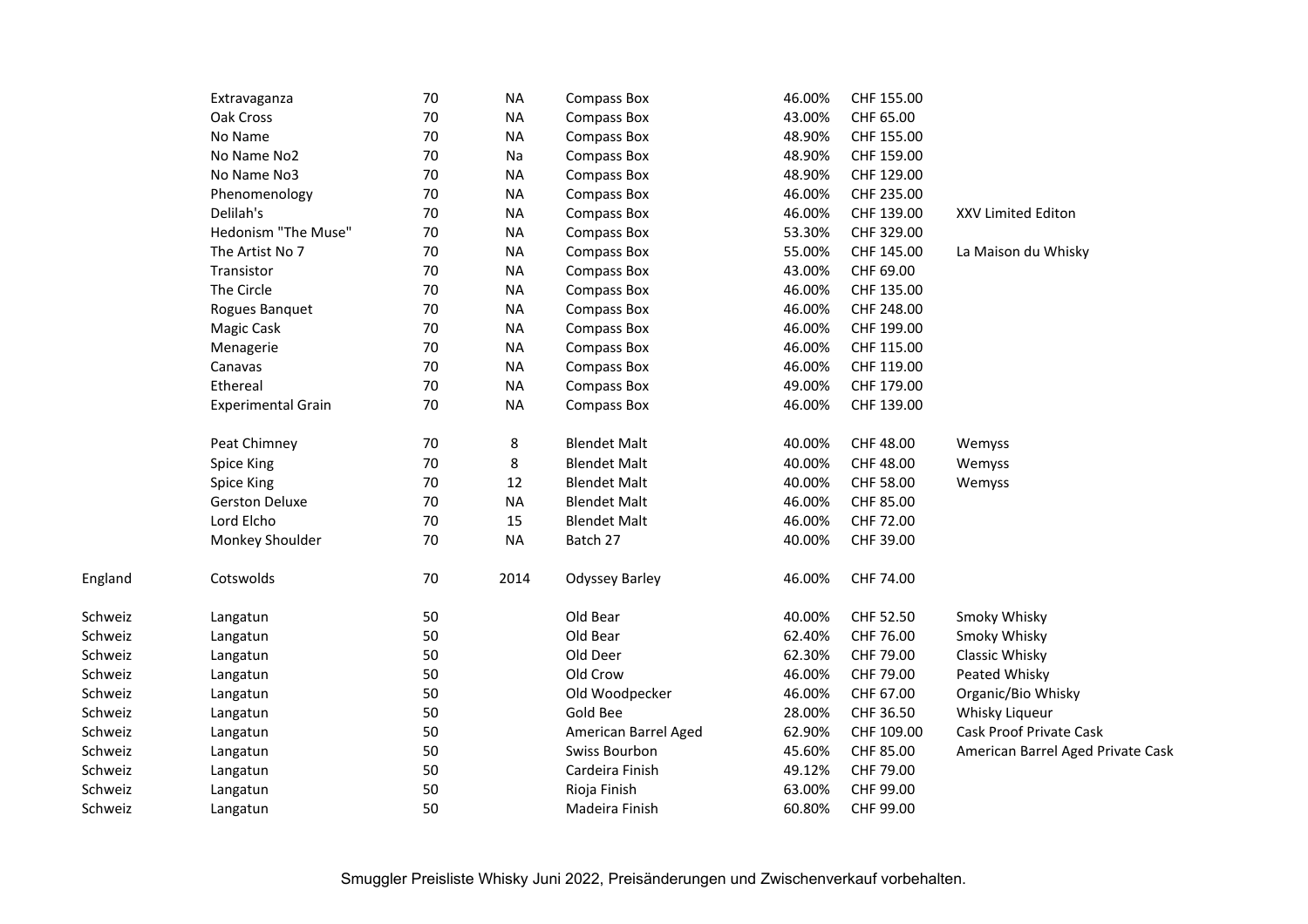| | | | | | | | |
|---|---|---|---|---|---|---|---|
| | Extravaganza | 70 | NA | Compass Box | 46.00% | CHF 155.00 | |
| | Oak Cross | 70 | NA | Compass Box | 43.00% | CHF 65.00 | |
| | No Name | 70 | NA | Compass Box | 48.90% | CHF 155.00 | |
| | No Name No2 | 70 | Na | Compass Box | 48.90% | CHF 159.00 | |
| | No Name No3 | 70 | NA | Compass Box | 48.90% | CHF 129.00 | |
| | Phenomenology | 70 | NA | Compass Box | 46.00% | CHF 235.00 | |
| | Delilah's | 70 | NA | Compass Box | 46.00% | CHF 139.00 | XXV Limited Editon |
| | Hedonism "The Muse" | 70 | NA | Compass Box | 53.30% | CHF 329.00 | |
| | The Artist No 7 | 70 | NA | Compass Box | 55.00% | CHF 145.00 | La Maison du Whisky |
| | Transistor | 70 | NA | Compass Box | 43.00% | CHF 69.00 | |
| | The Circle | 70 | NA | Compass Box | 46.00% | CHF 135.00 | |
| | Rogues Banquet | 70 | NA | Compass Box | 46.00% | CHF 248.00 | |
| | Magic Cask | 70 | NA | Compass Box | 46.00% | CHF 199.00 | |
| | Menagerie | 70 | NA | Compass Box | 46.00% | CHF 115.00 | |
| | Canavas | 70 | NA | Compass Box | 46.00% | CHF 119.00 | |
| | Ethereal | 70 | NA | Compass Box | 49.00% | CHF 179.00 | |
| | Experimental Grain | 70 | NA | Compass Box | 46.00% | CHF 139.00 | |
| | | | | | | | |
| | Peat Chimney | 70 | 8 | Blendet Malt | 40.00% | CHF 48.00 | Wemyss |
| | Spice King | 70 | 8 | Blendet Malt | 40.00% | CHF 48.00 | Wemyss |
| | Spice King | 70 | 12 | Blendet Malt | 40.00% | CHF 58.00 | Wemyss |
| | Gerston Deluxe | 70 | NA | Blendet Malt | 46.00% | CHF 85.00 | |
| | Lord Elcho | 70 | 15 | Blendet Malt | 46.00% | CHF 72.00 | |
| | Monkey Shoulder | 70 | NA | Batch 27 | 40.00% | CHF 39.00 | |
| | | | | | | | |
| England | Cotswolds | 70 | 2014 | Odyssey Barley | 46.00% | CHF 74.00 | |
| | | | | | | | |
| Schweiz | Langatun | 50 | | Old Bear | 40.00% | CHF 52.50 | Smoky Whisky |
| Schweiz | Langatun | 50 | | Old Bear | 62.40% | CHF 76.00 | Smoky Whisky |
| Schweiz | Langatun | 50 | | Old Deer | 62.30% | CHF 79.00 | Classic Whisky |
| Schweiz | Langatun | 50 | | Old Crow | 46.00% | CHF 79.00 | Peated Whisky |
| Schweiz | Langatun | 50 | | Old Woodpecker | 46.00% | CHF 67.00 | Organic/Bio Whisky |
| Schweiz | Langatun | 50 | | Gold Bee | 28.00% | CHF 36.50 | Whisky Liqueur |
| Schweiz | Langatun | 50 | | American Barrel Aged | 62.90% | CHF 109.00 | Cask Proof Private Cask |
| Schweiz | Langatun | 50 | | Swiss Bourbon | 45.60% | CHF 85.00 | American Barrel Aged Private Cask |
| Schweiz | Langatun | 50 | | Cardeira Finish | 49.12% | CHF 79.00 | |
| Schweiz | Langatun | 50 | | Rioja Finish | 63.00% | CHF 99.00 | |
| Schweiz | Langatun | 50 | | Madeira Finish | 60.80% | CHF 99.00 | |

Smuggler Preisliste Whisky Juni 2022, Preisänderungen und Zwischenverkauf vorbehalten.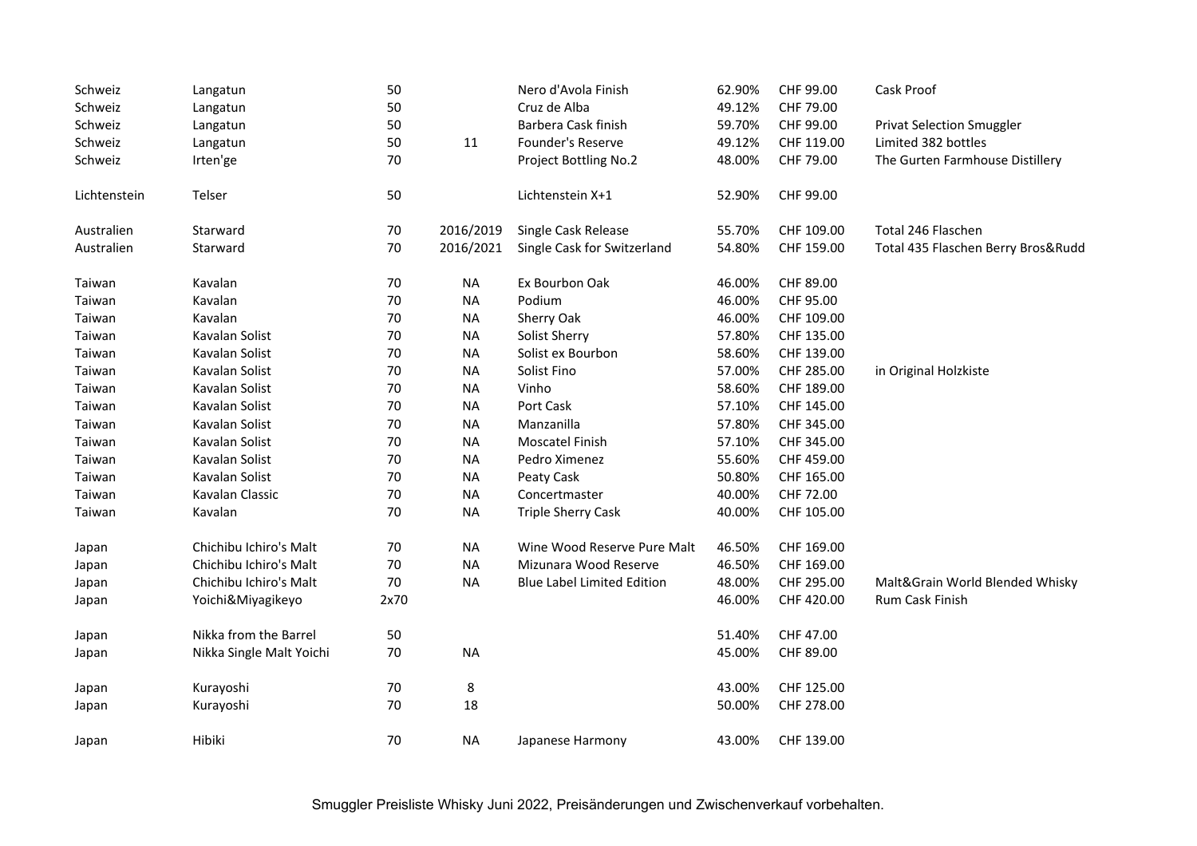| | | | | | | | |
|---|---|---|---|---|---|---|---|
| Schweiz | Langatun | 50 | | Nero d'Avola Finish | 62.90% | CHF 99.00 | Cask Proof |
| Schweiz | Langatun | 50 | | Cruz de Alba | 49.12% | CHF 79.00 | |
| Schweiz | Langatun | 50 | | Barbera Cask finish | 59.70% | CHF 99.00 | Privat Selection Smuggler |
| Schweiz | Langatun | 50 | 11 | Founder's Reserve | 49.12% | CHF 119.00 | Limited 382 bottles |
| Schweiz | Irten'ge | 70 | | Project Bottling No.2 | 48.00% | CHF 79.00 | The Gurten Farmhouse Distillery |
| | | | | | | | |
| Lichtenstein | Telser | 50 | | Lichtenstein X+1 | 52.90% | CHF 99.00 | |
| | | | | | | | |
| Australien | Starward | 70 | 2016/2019 | Single Cask Release | 55.70% | CHF 109.00 | Total 246 Flaschen |
| Australien | Starward | 70 | 2016/2021 | Single Cask for Switzerland | 54.80% | CHF 159.00 | Total 435 Flaschen Berry Bros&Rudd |
| | | | | | | | |
| Taiwan | Kavalan | 70 | NA | Ex Bourbon Oak | 46.00% | CHF 89.00 | |
| Taiwan | Kavalan | 70 | NA | Podium | 46.00% | CHF 95.00 | |
| Taiwan | Kavalan | 70 | NA | Sherry Oak | 46.00% | CHF 109.00 | |
| Taiwan | Kavalan Solist | 70 | NA | Solist Sherry | 57.80% | CHF 135.00 | |
| Taiwan | Kavalan Solist | 70 | NA | Solist ex Bourbon | 58.60% | CHF 139.00 | |
| Taiwan | Kavalan Solist | 70 | NA | Solist Fino | 57.00% | CHF 285.00 | in Original Holzkiste |
| Taiwan | Kavalan Solist | 70 | NA | Vinho | 58.60% | CHF 189.00 | |
| Taiwan | Kavalan Solist | 70 | NA | Port Cask | 57.10% | CHF 145.00 | |
| Taiwan | Kavalan Solist | 70 | NA | Manzanilla | 57.80% | CHF 345.00 | |
| Taiwan | Kavalan Solist | 70 | NA | Moscatel Finish | 57.10% | CHF 345.00 | |
| Taiwan | Kavalan Solist | 70 | NA | Pedro Ximenez | 55.60% | CHF 459.00 | |
| Taiwan | Kavalan Solist | 70 | NA | Peaty Cask | 50.80% | CHF 165.00 | |
| Taiwan | Kavalan Classic | 70 | NA | Concertmaster | 40.00% | CHF 72.00 | |
| Taiwan | Kavalan | 70 | NA | Triple Sherry Cask | 40.00% | CHF 105.00 | |
| | | | | | | | |
| Japan | Chichibu Ichiro's Malt | 70 | NA | Wine Wood Reserve Pure Malt | 46.50% | CHF 169.00 | |
| Japan | Chichibu Ichiro's Malt | 70 | NA | Mizunara Wood Reserve | 46.50% | CHF 169.00 | |
| Japan | Chichibu Ichiro's Malt | 70 | NA | Blue Label Limited Edition | 48.00% | CHF 295.00 | Malt&Grain World Blended Whisky |
| Japan | Yoichi&Miyagikeyo | 2x70 | | | 46.00% | CHF 420.00 | Rum Cask Finish |
| | | | | | | | |
| Japan | Nikka from the Barrel | 50 | | | 51.40% | CHF 47.00 | |
| Japan | Nikka Single Malt Yoichi | 70 | NA | | 45.00% | CHF 89.00 | |
| | | | | | | | |
| Japan | Kurayoshi | 70 | 8 | | 43.00% | CHF 125.00 | |
| Japan | Kurayoshi | 70 | 18 | | 50.00% | CHF 278.00 | |
| | | | | | | | |
| Japan | Hibiki | 70 | NA | Japanese Harmony | 43.00% | CHF 139.00 | |

Smuggler Preisliste Whisky Juni 2022, Preisänderungen und Zwischenverkauf vorbehalten.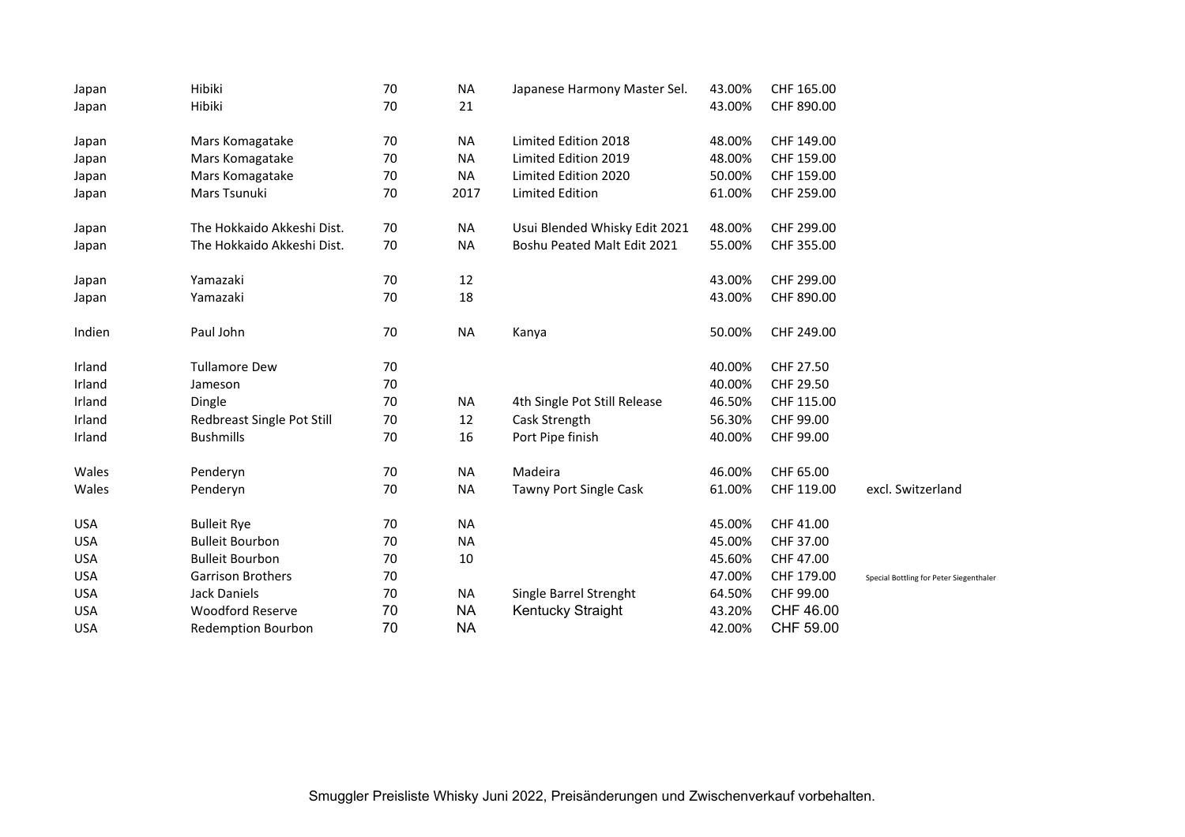| | | | | | | | |
|---|---|---|---|---|---|---|---|
| Japan | Hibiki | 70 | NA | Japanese Harmony Master Sel. | 43.00% | CHF 165.00 | |
| Japan | Hibiki | 70 | 21 | | 43.00% | CHF 890.00 | |
| Japan | Mars Komagatake | 70 | NA | Limited Edition 2018 | 48.00% | CHF 149.00 | |
| Japan | Mars Komagatake | 70 | NA | Limited Edition 2019 | 48.00% | CHF 159.00 | |
| Japan | Mars Komagatake | 70 | NA | Limited Edition 2020 | 50.00% | CHF 159.00 | |
| Japan | Mars Tsunuki | 70 | 2017 | Limited Edition | 61.00% | CHF 259.00 | |
| Japan | The Hokkaido Akkeshi Dist. | 70 | NA | Usui Blended Whisky Edit 2021 | 48.00% | CHF 299.00 | |
| Japan | The Hokkaido Akkeshi Dist. | 70 | NA | Boshu Peated Malt Edit 2021 | 55.00% | CHF 355.00 | |
| Japan | Yamazaki | 70 | 12 | | 43.00% | CHF 299.00 | |
| Japan | Yamazaki | 70 | 18 | | 43.00% | CHF 890.00 | |
| Indien | Paul John | 70 | NA | Kanya | 50.00% | CHF 249.00 | |
| Irland | Tullamore Dew | 70 | | | 40.00% | CHF 27.50 | |
| Irland | Jameson | 70 | | | 40.00% | CHF 29.50 | |
| Irland | Dingle | 70 | NA | 4th Single Pot Still Release | 46.50% | CHF 115.00 | |
| Irland | Redbreast Single Pot Still | 70 | 12 | Cask Strength | 56.30% | CHF 99.00 | |
| Irland | Bushmills | 70 | 16 | Port Pipe finish | 40.00% | CHF 99.00 | |
| Wales | Penderyn | 70 | NA | Madeira | 46.00% | CHF 65.00 | |
| Wales | Penderyn | 70 | NA | Tawny Port Single Cask | 61.00% | CHF 119.00 | excl. Switzerland |
| USA | Bulleit Rye | 70 | NA | | 45.00% | CHF 41.00 | |
| USA | Bulleit Bourbon | 70 | NA | | 45.00% | CHF 37.00 | |
| USA | Bulleit Bourbon | 70 | 10 | | 45.60% | CHF 47.00 | |
| USA | Garrison Brothers | 70 | | | 47.00% | CHF 179.00 | Special Bottling for Peter Siegenthaler |
| USA | Jack Daniels | 70 | NA | Single Barrel Strenght | 64.50% | CHF 99.00 | |
| USA | Woodford Reserve | 70 | NA | Kentucky Straight | 43.20% | CHF 46.00 | |
| USA | Redemption Bourbon | 70 | NA | | 42.00% | CHF 59.00 | |

Smuggler Preisliste Whisky Juni 2022, Preisänderungen und Zwischenverkauf vorbehalten.